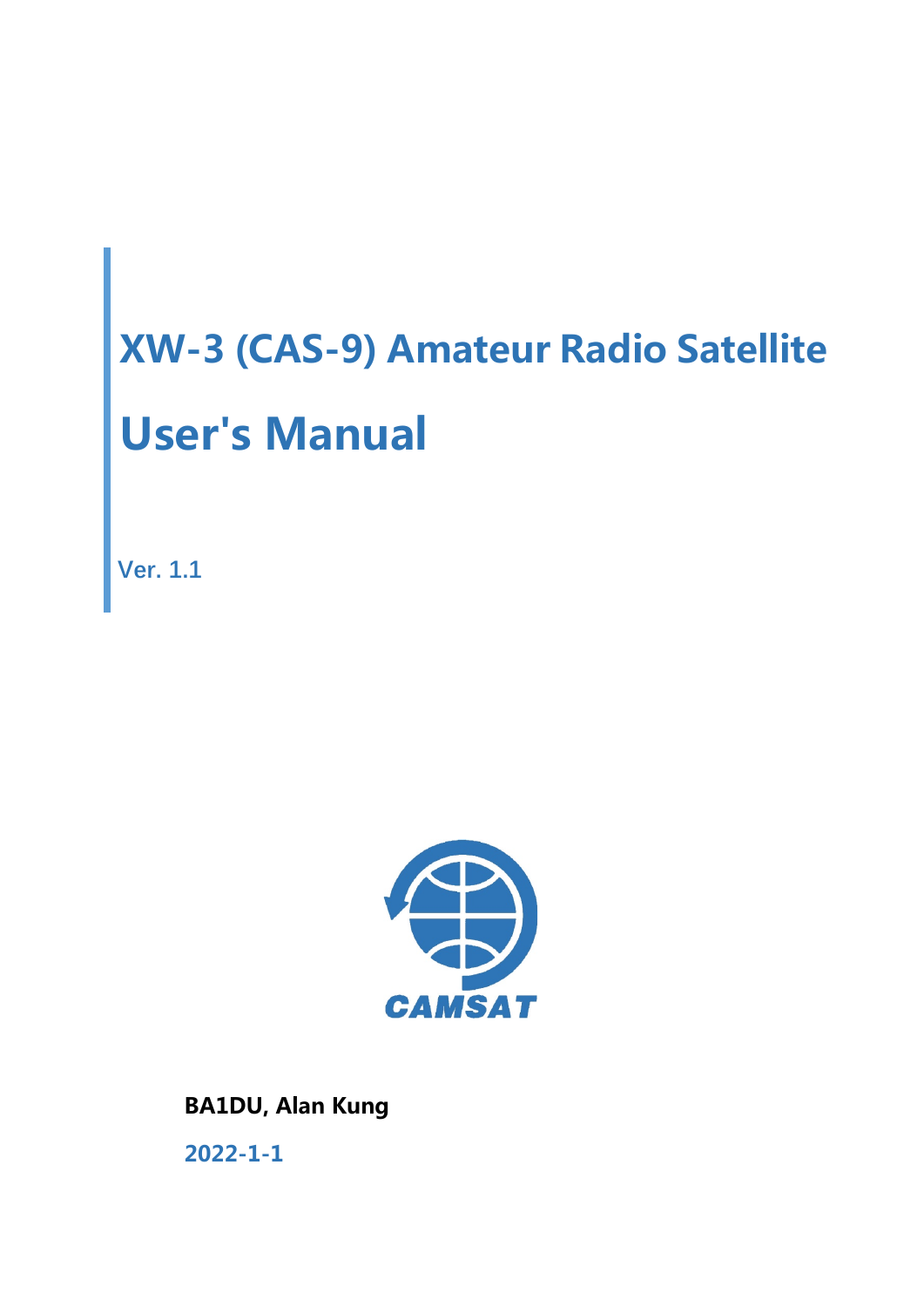# XW-3 (CAS-9) Amateur Radio Satellite

# User's Manual

Ver. 1.1

CAMSAT

**BA1DU, Alan Kung**

**2022-1-1**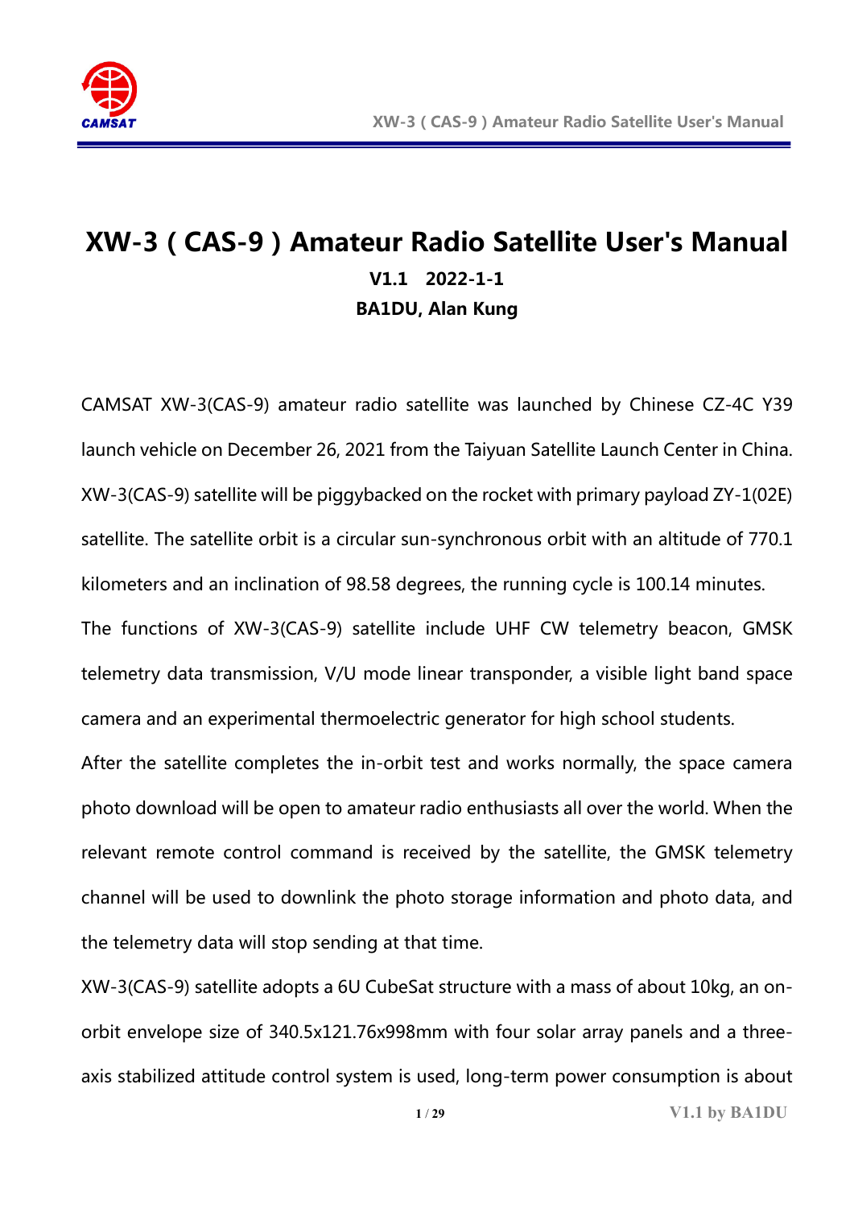# XW-3 ( CAS-9 ) Amateur Radio Satellite User's Manual

**V1.1 2022-1-1**

**BA1DU, Alan Kung**

CAMSAT XW-3(CAS-9) amateur radio satellite was launched by Chinese CZ-4C Y39 launch vehicle on December 26, 2021 from the Taiyuan Satellite Launch Center in China. XW-3(CAS-9) satellite will be piggybacked on the rocket with primary payload ZY-1(02E) satellite. The satellite orbit is a circular sun-synchronous orbit with an altitude of 770.1 kilometers and an inclination of 98.58 degrees, the running cycle is 100.14 minutes.

The functions of XW-3(CAS-9) satellite include UHF CW telemetry beacon, GMSK telemetry data transmission, V/U mode linear transponder, a visible light band space camera and an experimental thermoelectric generator for high school students.

After the satellite completes the in-orbit test and works normally, the space camera photo download will be open to amateur radio enthusiasts all over the world. When the relevant remote control command is received by the satellite, the GMSK telemetry channel will be used to downlink the photo storage information and photo data, and the telemetry data will stop sending at that time.

XW-3(CAS-9) satellite adopts a 6U CubeSat structure with a mass of about 10kg, an on-orbit envelope size of 340.5x121.76x998mm with four solar array panels and a three-axis stabilized attitude control system is used, long-term power consumption is about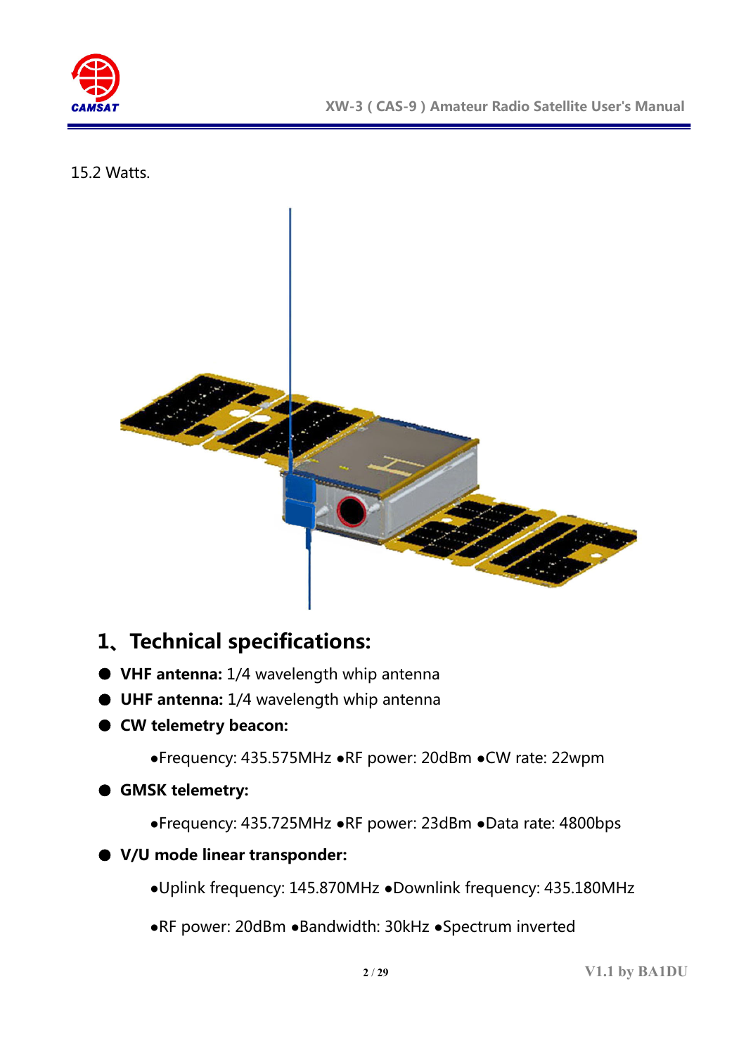15.2 Watts.

## 1、Technical specifications:

- **VHF antenna:** 1/4 wavelength whip antenna
- **UHF antenna:** 1/4 wavelength whip antenna
- **CW telemetry beacon:**

  ●Frequency: 435.575MHz ●RF power: 20dBm ●CW rate: 22wpm

- **GMSK telemetry:**

  ●Frequency: 435.725MHz ●RF power: 23dBm ●Data rate: 4800bps

- **V/U mode linear transponder:**

  ●Uplink frequency: 145.870MHz ●Downlink frequency: 435.180MHz

  ●RF power: 20dBm ●Bandwidth: 30kHz ●Spectrum inverted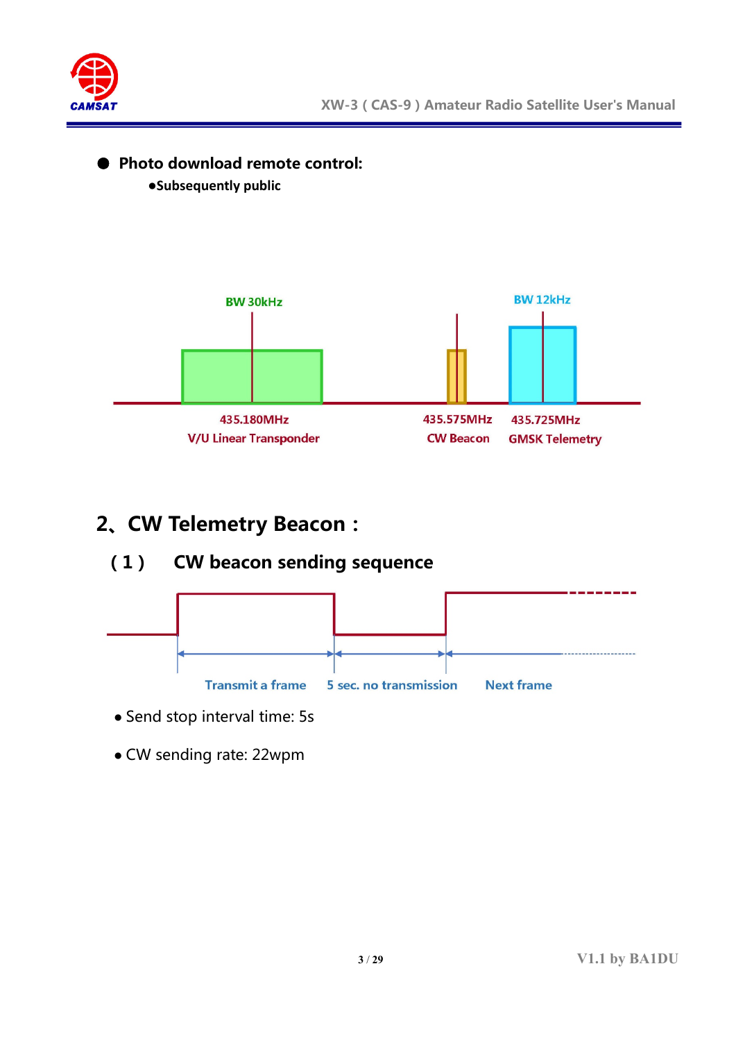- **Photo download remote control:**
  - **Subsequently public**

BW 30kHz

BW 12kHz

435.180MHz
V/U Linear Transponder

435.575MHz
CW Beacon

435.725MHz
GMSK Telemetry

## 2、CW Telemetry Beacon：

### （1） CW beacon sending sequence

Transmit a frame | 5 sec. no transmission | Next frame

- Send stop interval time: 5s
- CW sending rate: 22wpm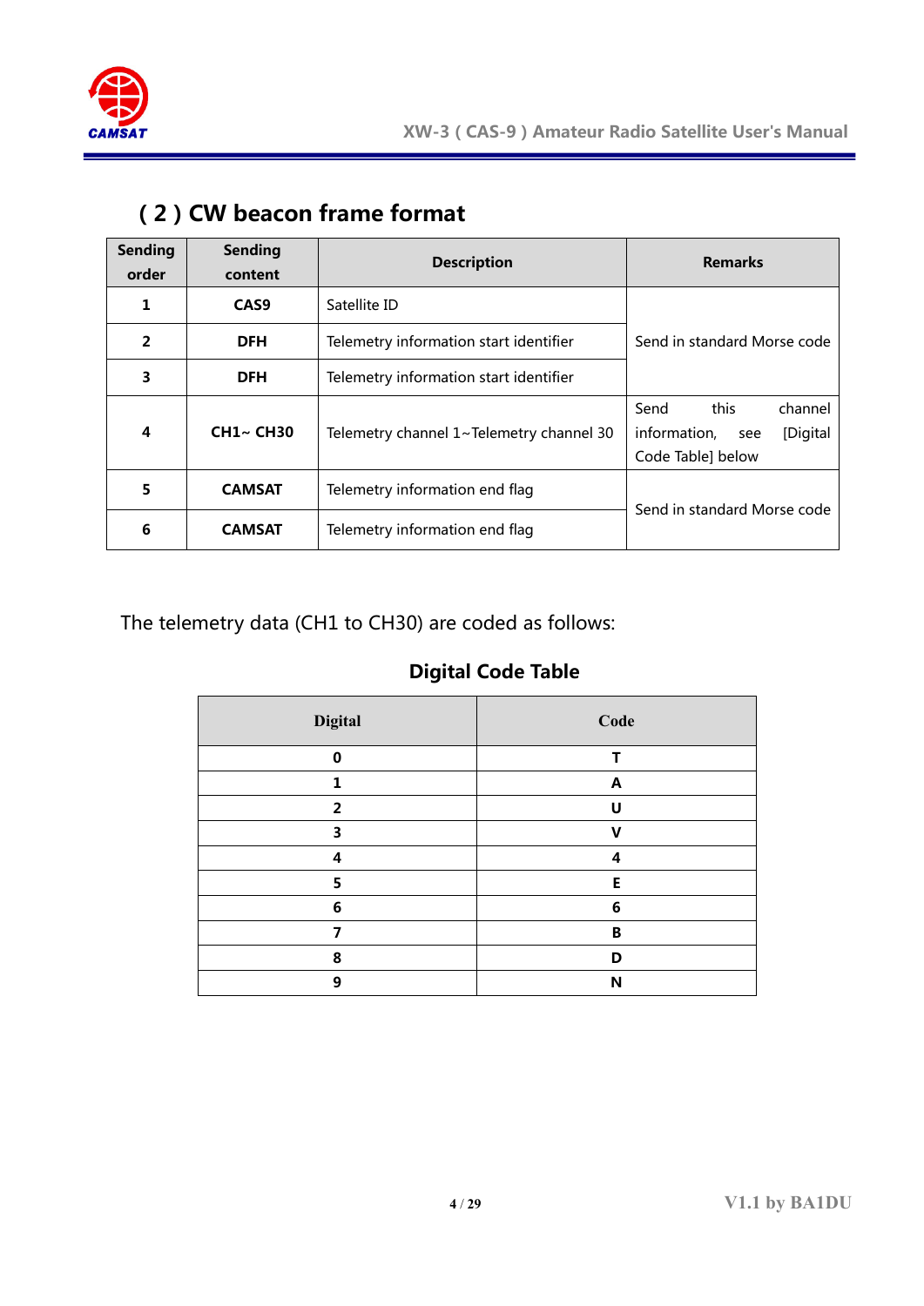## ( 2 ) CW beacon frame format

| Sending order | Sending content | Description | Remarks |
|---|---|---|---|
| 1 | CAS9 | Satellite ID | Send in standard Morse code |
| 2 | DFH | Telemetry information start identifier | |
| 3 | DFH | Telemetry information start identifier | |
| 4 | CH1~ CH30 | Telemetry channel 1~Telemetry channel 30 | Send this channel information, see [Digital Code Table] below |
| 5 | CAMSAT | Telemetry information end flag | Send in standard Morse code |
| 6 | CAMSAT | Telemetry information end flag | |

The telemetry data (CH1 to CH30) are coded as follows:

### Digital Code Table

| Digital | Code |
|---|---|
| 0 | T |
| 1 | A |
| 2 | U |
| 3 | V |
| 4 | 4 |
| 5 | E |
| 6 | 6 |
| 7 | B |
| 8 | D |
| 9 | N |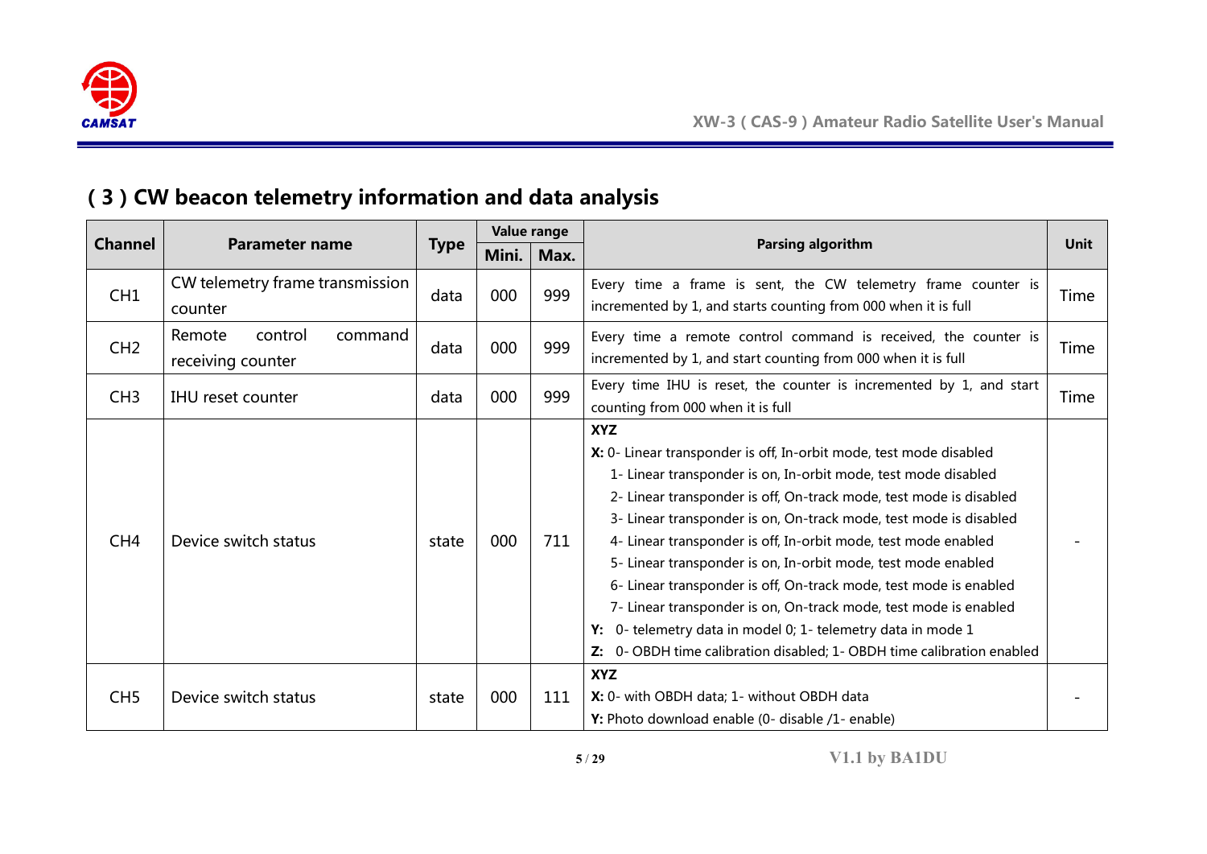## ( 3 ) CW beacon telemetry information and data analysis

| Channel | Parameter name | Type | Value range | | Parsing algorithm | Unit |
|---|---|---|---|---|---|---|
| | | | Mini. | Max. | | |
| CH1 | CW telemetry frame transmission counter | data | 000 | 999 | Every time a frame is sent, the CW telemetry frame counter is incremented by 1, and starts counting from 000 when it is full | Time |
| CH2 | Remote control command receiving counter | data | 000 | 999 | Every time a remote control command is received, the counter is incremented by 1, and start counting from 000 when it is full | Time |
| CH3 | IHU reset counter | data | 000 | 999 | Every time IHU is reset, the counter is incremented by 1, and start counting from 000 when it is full | Time |
| CH4 | Device switch status | state | 000 | 711 | **XYZ**<br>**X:** 0- Linear transponder is off, In-orbit mode, test mode disabled<br>1- Linear transponder is on, In-orbit mode, test mode disabled<br>2- Linear transponder is off, On-track mode, test mode is disabled<br>3- Linear transponder is on, On-track mode, test mode is disabled<br>4- Linear transponder is off, In-orbit mode, test mode enabled<br>5- Linear transponder is on, In-orbit mode, test mode enabled<br>6- Linear transponder is off, On-track mode, test mode is enabled<br>7- Linear transponder is on, On-track mode, test mode is enabled<br>**Y:** 0- telemetry data in model 0; 1- telemetry data in mode 1<br>**Z:** 0- OBDH time calibration disabled; 1- OBDH time calibration enabled | - |
| CH5 | Device switch status | state | 000 | 111 | **XYZ**<br>**X:** 0- with OBDH data; 1- without OBDH data<br>**Y:** Photo download enable (0- disable /1- enable) | - |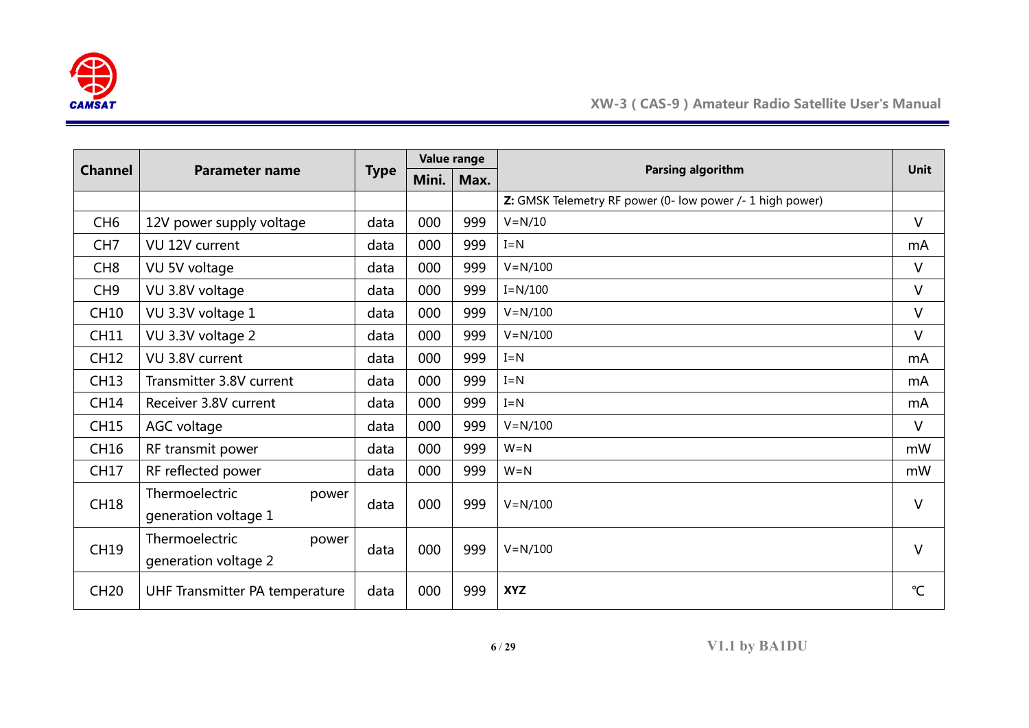| Channel | Parameter name | Type | Value range | | Parsing algorithm | Unit |
|---|---|---|---|---|---|---|
| | | | Mini. | Max. | | |
| | | | | | **Z:** GMSK Telemetry RF power (0- low power /- 1 high power) | |
| CH6 | 12V power supply voltage | data | 000 | 999 | V=N/10 | V |
| CH7 | VU 12V current | data | 000 | 999 | I=N | mA |
| CH8 | VU 5V voltage | data | 000 | 999 | V=N/100 | V |
| CH9 | VU 3.8V voltage | data | 000 | 999 | I=N/100 | V |
| CH10 | VU 3.3V voltage 1 | data | 000 | 999 | V=N/100 | V |
| CH11 | VU 3.3V voltage 2 | data | 000 | 999 | V=N/100 | V |
| CH12 | VU 3.8V current | data | 000 | 999 | I=N | mA |
| CH13 | Transmitter 3.8V current | data | 000 | 999 | I=N | mA |
| CH14 | Receiver 3.8V current | data | 000 | 999 | I=N | mA |
| CH15 | AGC voltage | data | 000 | 999 | V=N/100 | V |
| CH16 | RF transmit power | data | 000 | 999 | W=N | mW |
| CH17 | RF reflected power | data | 000 | 999 | W=N | mW |
| CH18 | Thermoelectric power generation voltage 1 | data | 000 | 999 | V=N/100 | V |
| CH19 | Thermoelectric power generation voltage 2 | data | 000 | 999 | V=N/100 | V |
| CH20 | UHF Transmitter PA temperature | data | 000 | 999 | **XYZ** | ℃ |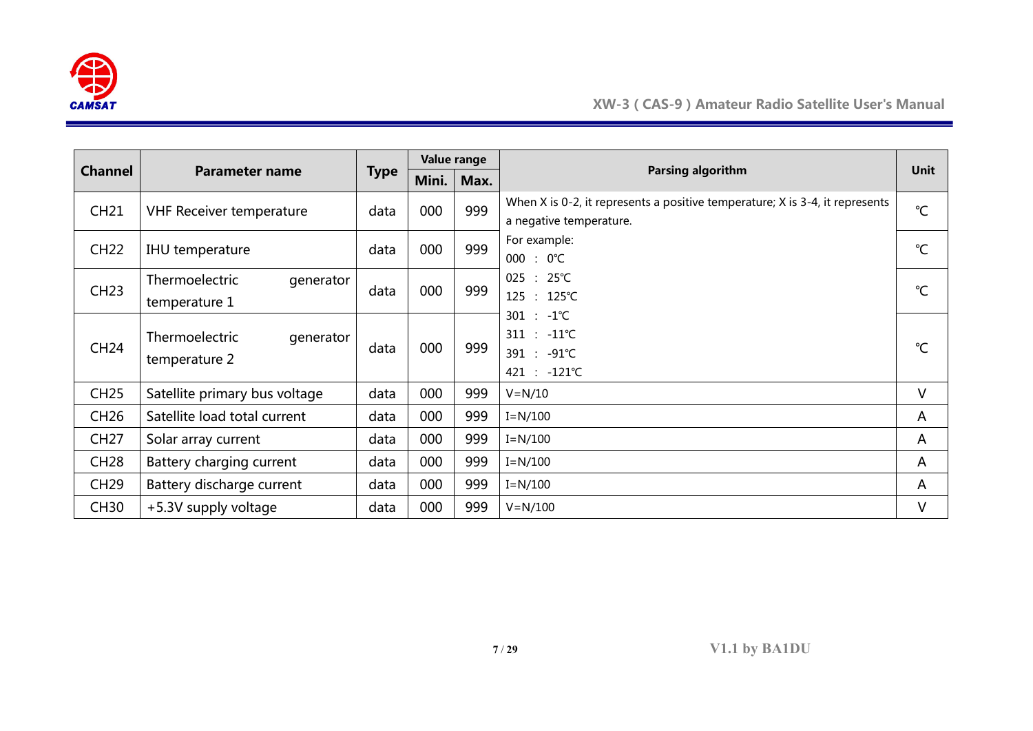| Channel | Parameter name | Type | Value range | | Parsing algorithm | Unit |
|---|---|---|---|---|---|---|
| | | | Mini. | Max. | | |
| CH21 | VHF Receiver temperature | data | 000 | 999 | When X is 0-2, it represents a positive temperature; X is 3-4, it represents a negative temperature. | ℃ |
| CH22 | IHU temperature | data | 000 | 999 | For example:<br>000 ： 0℃ | ℃ |
| CH23 | Thermoelectric generator temperature 1 | data | 000 | 999 | 025 ： 25℃<br>125 ： 125℃ | ℃ |
| CH24 | Thermoelectric generator temperature 2 | data | 000 | 999 | 301 ： -1℃<br>311 ： -11℃<br>391 ： -91℃<br>421 ： -121℃ | ℃ |
| CH25 | Satellite primary bus voltage | data | 000 | 999 | V=N/10 | V |
| CH26 | Satellite load total current | data | 000 | 999 | I=N/100 | A |
| CH27 | Solar array current | data | 000 | 999 | I=N/100 | A |
| CH28 | Battery charging current | data | 000 | 999 | I=N/100 | A |
| CH29 | Battery discharge current | data | 000 | 999 | I=N/100 | A |
| CH30 | +5.3V supply voltage | data | 000 | 999 | V=N/100 | V |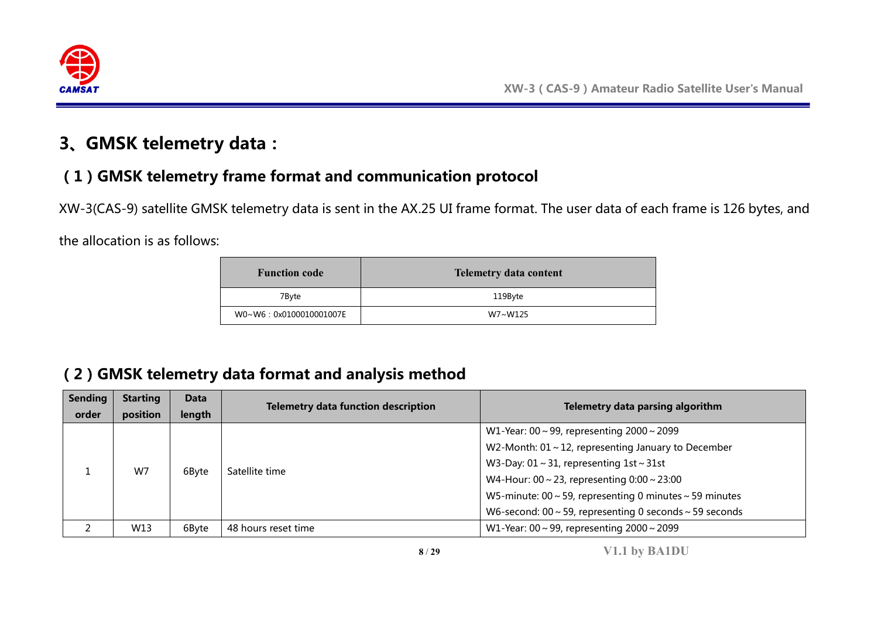## 3、GMSK telemetry data：

### （1）GMSK telemetry frame format and communication protocol

XW-3(CAS-9) satellite GMSK telemetry data is sent in the AX.25 UI frame format. The user data of each frame is 126 bytes, and the allocation is as follows:

| Function code | Telemetry data content |
|---|---|
| 7Byte | 119Byte |
| W0~W6：0x0100010001007E | W7~W125 |

### （2）GMSK telemetry data format and analysis method

| Sending order | Starting position | Data length | Telemetry data function description | Telemetry data parsing algorithm |
|---|---|---|---|---|
| 1 | W7 | 6Byte | Satellite time | W1-Year: 00～99, representing 2000～2099<br>W2-Month: 01～12, representing January to December<br>W3-Day: 01～31, representing 1st～31st<br>W4-Hour: 00～23, representing 0:00～23:00<br>W5-minute: 00～59, representing 0 minutes～59 minutes<br>W6-second: 00～59, representing 0 seconds～59 seconds |
| 2 | W13 | 6Byte | 48 hours reset time | W1-Year: 00～99, representing 2000～2099 |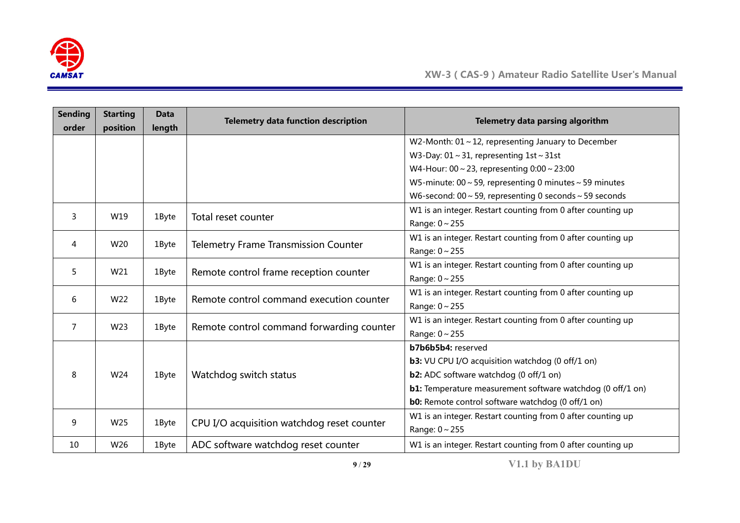| Sending order | Starting position | Data length | Telemetry data function description | Telemetry data parsing algorithm |
|---|---|---|---|---|
| | | | | W2-Month: 01～12, representing January to December<br>W3-Day: 01～31, representing 1st～31st<br>W4-Hour: 00～23, representing 0:00～23:00<br>W5-minute: 00～59, representing 0 minutes～59 minutes<br>W6-second: 00～59, representing 0 seconds～59 seconds |
| 3 | W19 | 1Byte | Total reset counter | W1 is an integer. Restart counting from 0 after counting up<br>Range: 0～255 |
| 4 | W20 | 1Byte | Telemetry Frame Transmission Counter | W1 is an integer. Restart counting from 0 after counting up<br>Range: 0～255 |
| 5 | W21 | 1Byte | Remote control frame reception counter | W1 is an integer. Restart counting from 0 after counting up<br>Range: 0～255 |
| 6 | W22 | 1Byte | Remote control command execution counter | W1 is an integer. Restart counting from 0 after counting up<br>Range: 0～255 |
| 7 | W23 | 1Byte | Remote control command forwarding counter | W1 is an integer. Restart counting from 0 after counting up<br>Range: 0～255 |
| 8 | W24 | 1Byte | Watchdog switch status | **b7b6b5b4:** reserved<br>**b3:** VU CPU I/O acquisition watchdog (0 off/1 on)<br>**b2:** ADC software watchdog (0 off/1 on)<br>**b1:** Temperature measurement software watchdog (0 off/1 on)<br>**b0:** Remote control software watchdog (0 off/1 on) |
| 9 | W25 | 1Byte | CPU I/O acquisition watchdog reset counter | W1 is an integer. Restart counting from 0 after counting up<br>Range: 0～255 |
| 10 | W26 | 1Byte | ADC software watchdog reset counter | W1 is an integer. Restart counting from 0 after counting up |

V1.1 by BA1DU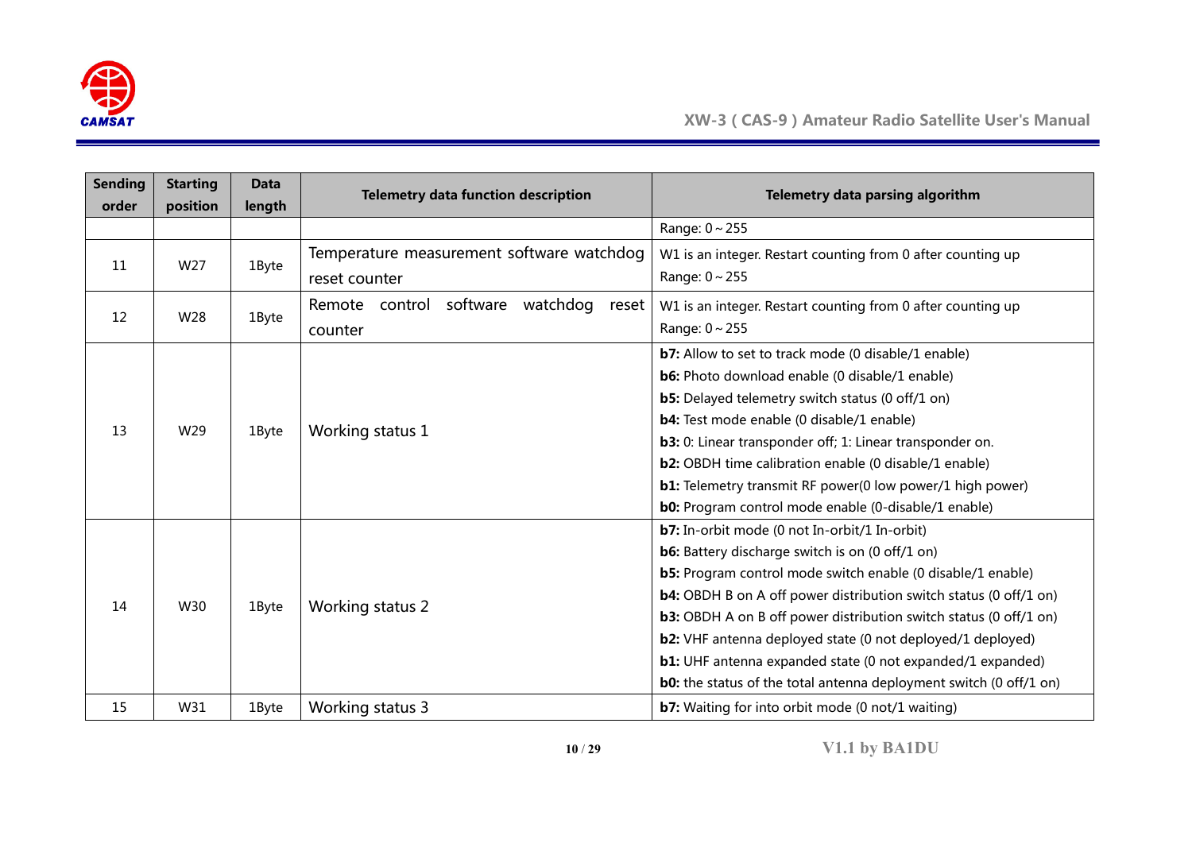| Sending order | Starting position | Data length | Telemetry data function description | Telemetry data parsing algorithm |
|---|---|---|---|---|
| | | | | Range: 0～255 |
| 11 | W27 | 1Byte | Temperature measurement software watchdog reset counter | W1 is an integer. Restart counting from 0 after counting up<br>Range: 0～255 |
| 12 | W28 | 1Byte | Remote control software watchdog reset counter | W1 is an integer. Restart counting from 0 after counting up<br>Range: 0～255 |
| 13 | W29 | 1Byte | Working status 1 | **b7:** Allow to set to track mode (0 disable/1 enable)<br>**b6:** Photo download enable (0 disable/1 enable)<br>**b5:** Delayed telemetry switch status (0 off/1 on)<br>**b4:** Test mode enable (0 disable/1 enable)<br>**b3:** 0: Linear transponder off; 1: Linear transponder on.<br>**b2:** OBDH time calibration enable (0 disable/1 enable)<br>**b1:** Telemetry transmit RF power(0 low power/1 high power)<br>**b0:** Program control mode enable (0-disable/1 enable) |
| 14 | W30 | 1Byte | Working status 2 | **b7:** In-orbit mode (0 not In-orbit/1 In-orbit)<br>**b6:** Battery discharge switch is on (0 off/1 on)<br>**b5:** Program control mode switch enable (0 disable/1 enable)<br>**b4:** OBDH B on A off power distribution switch status (0 off/1 on)<br>**b3:** OBDH A on B off power distribution switch status (0 off/1 on)<br>**b2:** VHF antenna deployed state (0 not deployed/1 deployed)<br>**b1:** UHF antenna expanded state (0 not expanded/1 expanded)<br>**b0:** the status of the total antenna deployment switch (0 off/1 on) |
| 15 | W31 | 1Byte | Working status 3 | **b7:** Waiting for into orbit mode (0 not/1 waiting) |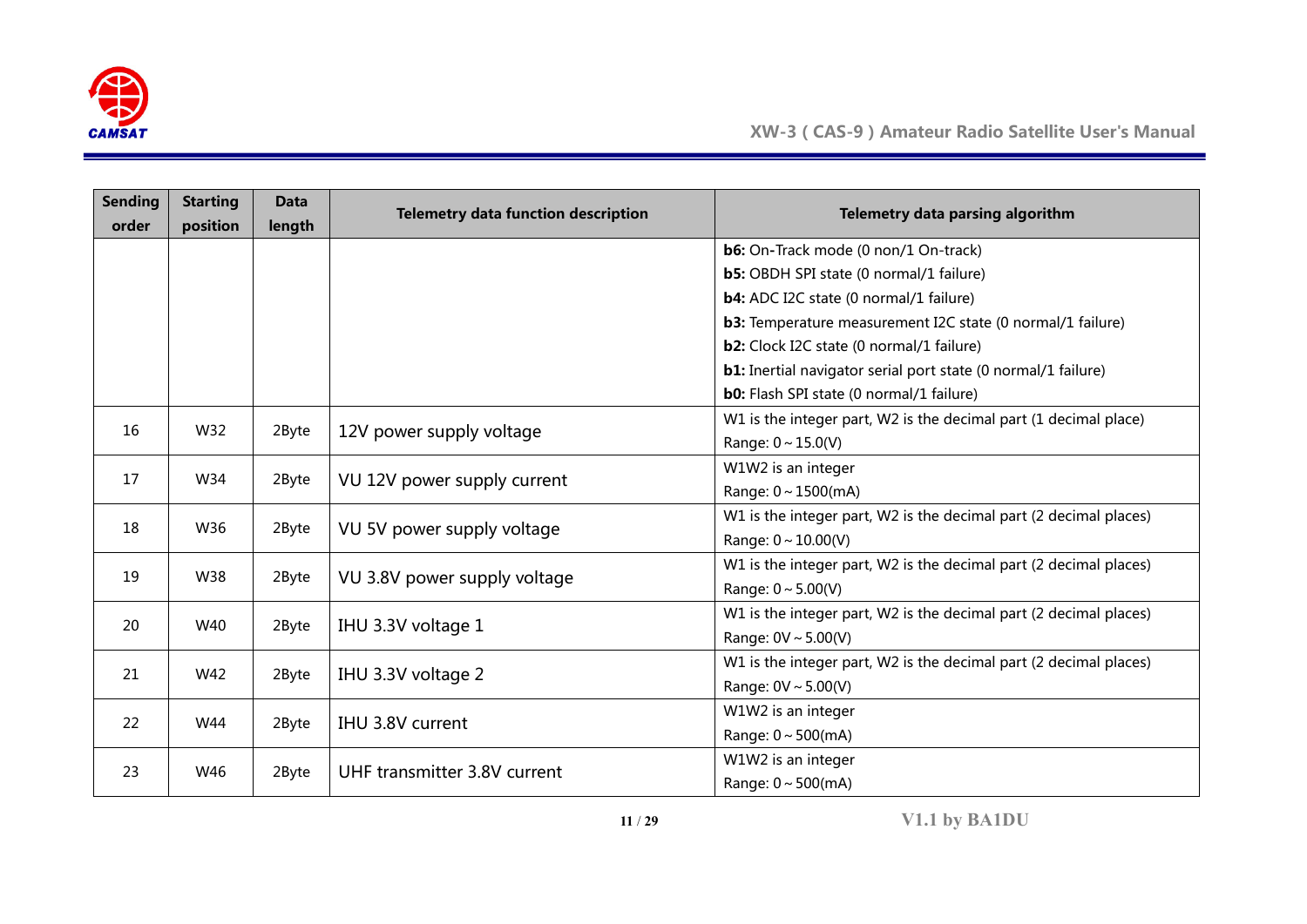| Sending order | Starting position | Data length | Telemetry data function description | Telemetry data parsing algorithm |
|---|---|---|---|---|
| | | | | **b6:** On-Track mode (0 non/1 On-track)<br>**b5:** OBDH SPI state (0 normal/1 failure)<br>**b4:** ADC I2C state (0 normal/1 failure)<br>**b3:** Temperature measurement I2C state (0 normal/1 failure)<br>**b2:** Clock I2C state (0 normal/1 failure)<br>**b1:** Inertial navigator serial port state (0 normal/1 failure)<br>**b0:** Flash SPI state (0 normal/1 failure) |
| 16 | W32 | 2Byte | 12V power supply voltage | W1 is the integer part, W2 is the decimal part (1 decimal place)<br>Range: 0～15.0(V) |
| 17 | W34 | 2Byte | VU 12V power supply current | W1W2 is an integer<br>Range: 0～1500(mA) |
| 18 | W36 | 2Byte | VU 5V power supply voltage | W1 is the integer part, W2 is the decimal part (2 decimal places)<br>Range: 0～10.00(V) |
| 19 | W38 | 2Byte | VU 3.8V power supply voltage | W1 is the integer part, W2 is the decimal part (2 decimal places)<br>Range: 0～5.00(V) |
| 20 | W40 | 2Byte | IHU 3.3V voltage 1 | W1 is the integer part, W2 is the decimal part (2 decimal places)<br>Range: 0V～5.00(V) |
| 21 | W42 | 2Byte | IHU 3.3V voltage 2 | W1 is the integer part, W2 is the decimal part (2 decimal places)<br>Range: 0V～5.00(V) |
| 22 | W44 | 2Byte | IHU 3.8V current | W1W2 is an integer<br>Range: 0～500(mA) |
| 23 | W46 | 2Byte | UHF transmitter 3.8V current | W1W2 is an integer<br>Range: 0～500(mA) |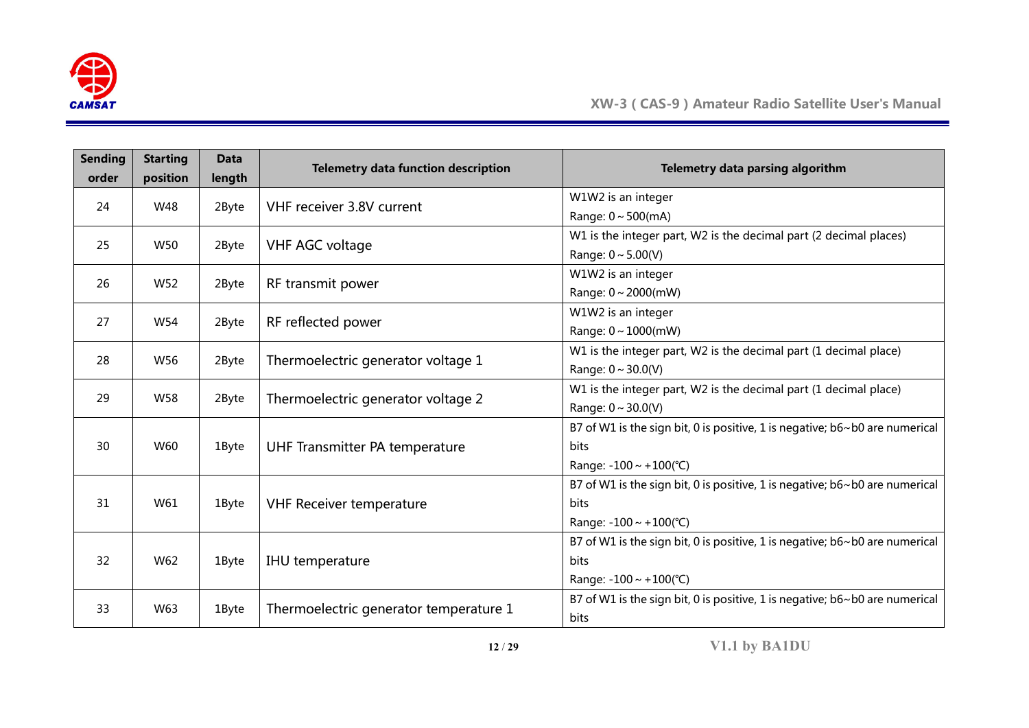| Sending order | Starting position | Data length | Telemetry data function description | Telemetry data parsing algorithm |
|---|---|---|---|---|
| 24 | W48 | 2Byte | VHF receiver 3.8V current | W1W2 is an integer<br>Range: 0～500(mA) |
| 25 | W50 | 2Byte | VHF AGC voltage | W1 is the integer part, W2 is the decimal part (2 decimal places)<br>Range: 0～5.00(V) |
| 26 | W52 | 2Byte | RF transmit power | W1W2 is an integer<br>Range: 0～2000(mW) |
| 27 | W54 | 2Byte | RF reflected power | W1W2 is an integer<br>Range: 0～1000(mW) |
| 28 | W56 | 2Byte | Thermoelectric generator voltage 1 | W1 is the integer part, W2 is the decimal part (1 decimal place)<br>Range: 0～30.0(V) |
| 29 | W58 | 2Byte | Thermoelectric generator voltage 2 | W1 is the integer part, W2 is the decimal part (1 decimal place)<br>Range: 0～30.0(V) |
| 30 | W60 | 1Byte | UHF Transmitter PA temperature | B7 of W1 is the sign bit, 0 is positive, 1 is negative; b6~b0 are numerical bits<br>Range: -100～+100(℃) |
| 31 | W61 | 1Byte | VHF Receiver temperature | B7 of W1 is the sign bit, 0 is positive, 1 is negative; b6~b0 are numerical bits<br>Range: -100～+100(℃) |
| 32 | W62 | 1Byte | IHU temperature | B7 of W1 is the sign bit, 0 is positive, 1 is negative; b6~b0 are numerical bits<br>Range: -100～+100(℃) |
| 33 | W63 | 1Byte | Thermoelectric generator temperature 1 | B7 of W1 is the sign bit, 0 is positive, 1 is negative; b6~b0 are numerical bits |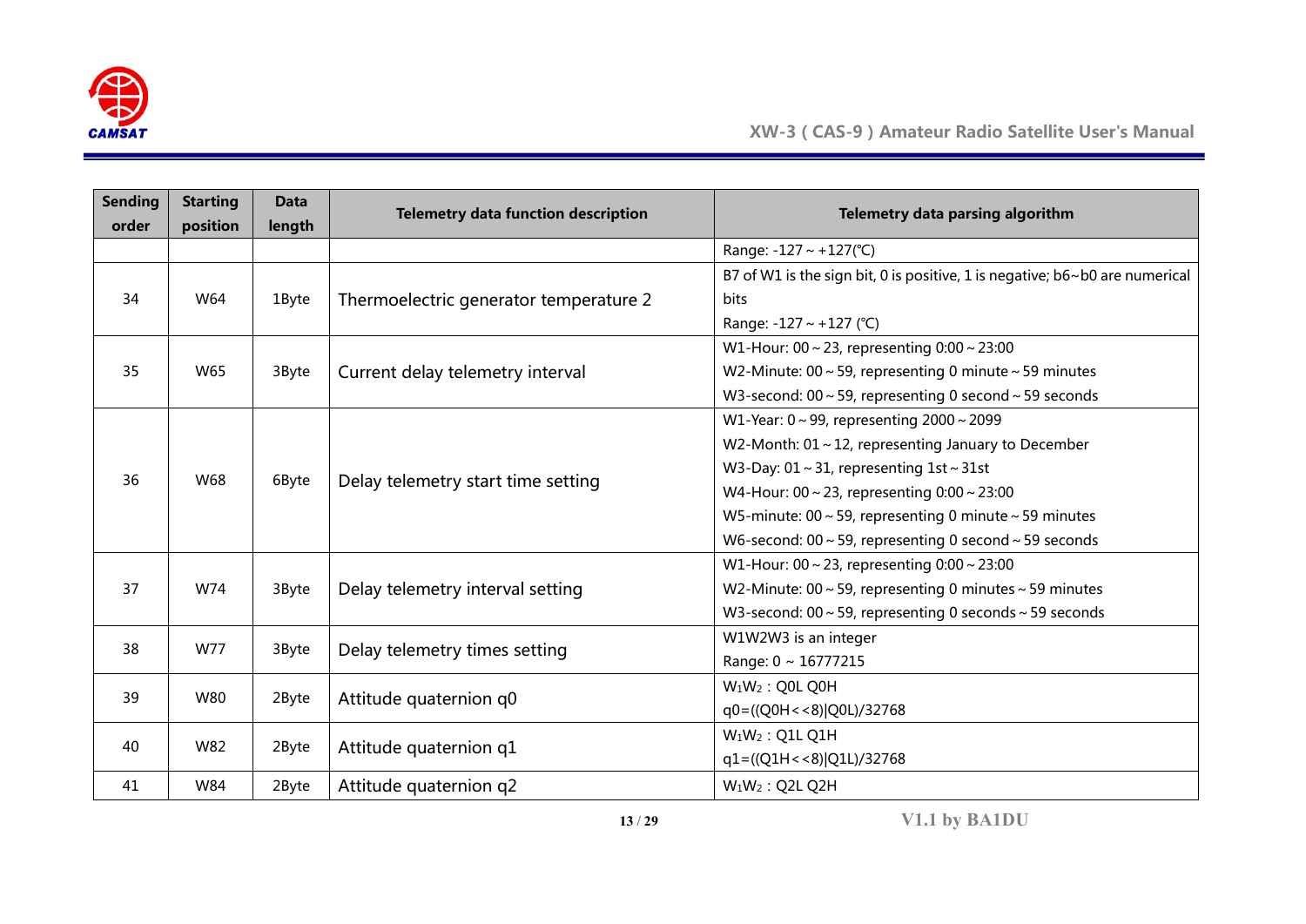| Sending order | Starting position | Data length | Telemetry data function description | Telemetry data parsing algorithm |
|---|---|---|---|---|
| | | | | Range: -127 ~ +127(℃) |
| 34 | W64 | 1Byte | Thermoelectric generator temperature 2 | B7 of W1 is the sign bit, 0 is positive, 1 is negative; b6~b0 are numerical bits<br>Range: -127 ~ +127 (℃) |
| 35 | W65 | 3Byte | Current delay telemetry interval | W1-Hour: 00 ~ 23, representing 0:00 ~ 23:00<br>W2-Minute: 00 ~ 59, representing 0 minute ~ 59 minutes<br>W3-second: 00 ~ 59, representing 0 second ~ 59 seconds |
| 36 | W68 | 6Byte | Delay telemetry start time setting | W1-Year: 0 ~ 99, representing 2000 ~ 2099<br>W2-Month: 01 ~ 12, representing January to December<br>W3-Day: 01 ~ 31, representing 1st ~ 31st<br>W4-Hour: 00 ~ 23, representing 0:00 ~ 23:00<br>W5-minute: 00 ~ 59, representing 0 minute ~ 59 minutes<br>W6-second: 00 ~ 59, representing 0 second ~ 59 seconds |
| 37 | W74 | 3Byte | Delay telemetry interval setting | W1-Hour: 00 ~ 23, representing 0:00 ~ 23:00<br>W2-Minute: 00 ~ 59, representing 0 minutes ~ 59 minutes<br>W3-second: 00 ~ 59, representing 0 seconds ~ 59 seconds |
| 38 | W77 | 3Byte | Delay telemetry times setting | W1W2W3 is an integer<br>Range: 0 ~ 16777215 |
| 39 | W80 | 2Byte | Attitude quaternion q0 | $W_1W_2$ : Q0L Q0H<br>q0=((Q0H<<8)\|Q0L)/32768 |
| 40 | W82 | 2Byte | Attitude quaternion q1 | $W_1W_2$ : Q1L Q1H<br>q1=((Q1H<<8)\|Q1L)/32768 |
| 41 | W84 | 2Byte | Attitude quaternion q2 | $W_1W_2$ : Q2L Q2H |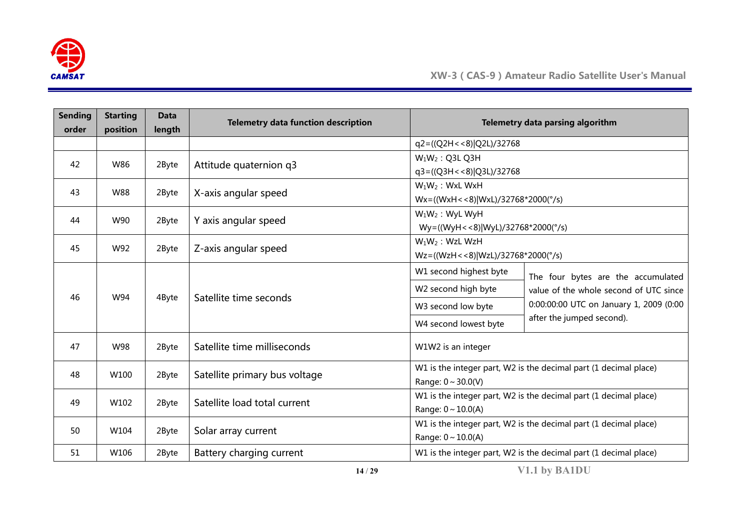| Sending order | Starting position | Data length | Telemetry data function description | Telemetry data parsing algorithm | |
|---|---|---|---|---|---|
| | | | | q2=((Q2H<<8)\|Q2L)/32768 | |
| 42 | W86 | 2Byte | Attitude quaternion q3 | $W_1W_2$ : Q3L Q3H<br>q3=((Q3H<<8)\|Q3L)/32768 | |
| 43 | W88 | 2Byte | X-axis angular speed | $W_1W_2$ : WxL WxH<br>Wx=((WxH<<8)\|WxL)/32768*2000(°/s) | |
| 44 | W90 | 2Byte | Y axis angular speed | $W_1W_2$ : WyL WyH<br>Wy=((WyH<<8)\|WyL)/32768*2000(°/s) | |
| 45 | W92 | 2Byte | Z-axis angular speed | $W_1W_2$ : WzL WzH<br>Wz=((WzH<<8)\|WzL)/32768*2000(°/s) | |
| 46 | W94 | 4Byte | Satellite time seconds | W1 second highest byte | The four bytes are the accumulated value of the whole second of UTC since 0:00:00:00 UTC on January 1, 2009 (0:00 after the jumped second). |
| | | | | W2 second high byte | |
| | | | | W3 second low byte | |
| | | | | W4 second lowest byte | |
| 47 | W98 | 2Byte | Satellite time milliseconds | W1W2 is an integer | |
| 48 | W100 | 2Byte | Satellite primary bus voltage | W1 is the integer part, W2 is the decimal part (1 decimal place)<br>Range: 0～30.0(V) | |
| 49 | W102 | 2Byte | Satellite load total current | W1 is the integer part, W2 is the decimal part (1 decimal place)<br>Range: 0～10.0(A) | |
| 50 | W104 | 2Byte | Solar array current | W1 is the integer part, W2 is the decimal part (1 decimal place)<br>Range: 0～10.0(A) | |
| 51 | W106 | 2Byte | Battery charging current | W1 is the integer part, W2 is the decimal part (1 decimal place) | |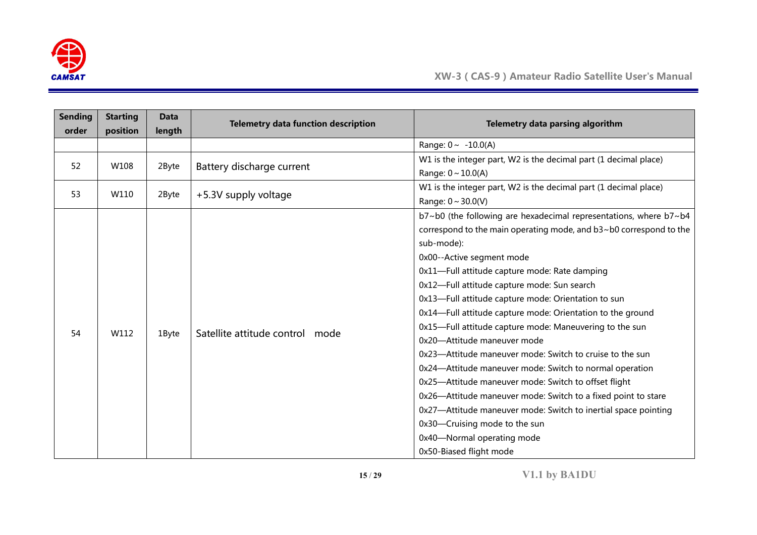| Sending order | Starting position | Data length | Telemetry data function description | Telemetry data parsing algorithm |
|---|---|---|---|---|
| | | | | Range: 0～ -10.0(A) |
| 52 | W108 | 2Byte | Battery discharge current | W1 is the integer part, W2 is the decimal part (1 decimal place)<br>Range: 0～10.0(A) |
| 53 | W110 | 2Byte | +5.3V supply voltage | W1 is the integer part, W2 is the decimal part (1 decimal place)<br>Range: 0～30.0(V) |
| 54 | W112 | 1Byte | Satellite attitude control mode | b7~b0 (the following are hexadecimal representations, where b7~b4 correspond to the main operating mode, and b3~b0 correspond to the sub-mode):<br>0x00--Active segment mode<br>0x11—Full attitude capture mode: Rate damping<br>0x12—Full attitude capture mode: Sun search<br>0x13—Full attitude capture mode: Orientation to sun<br>0x14—Full attitude capture mode: Orientation to the ground<br>0x15—Full attitude capture mode: Maneuvering to the sun<br>0x20—Attitude maneuver mode<br>0x23—Attitude maneuver mode: Switch to cruise to the sun<br>0x24—Attitude maneuver mode: Switch to normal operation<br>0x25—Attitude maneuver mode: Switch to offset flight<br>0x26—Attitude maneuver mode: Switch to a fixed point to stare<br>0x27—Attitude maneuver mode: Switch to inertial space pointing<br>0x30—Cruising mode to the sun<br>0x40—Normal operating mode<br>0x50-Biased flight mode |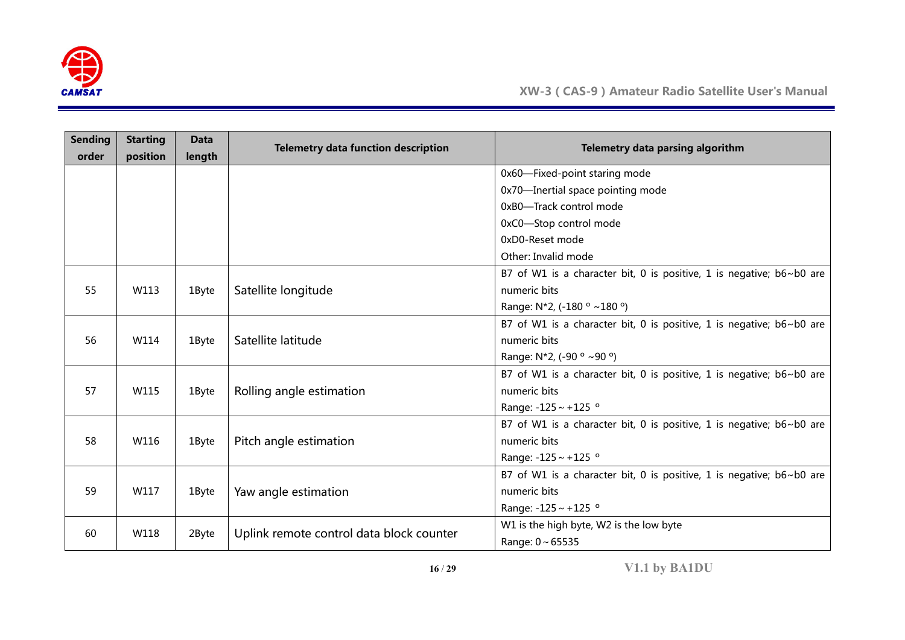| Sending order | Starting position | Data length | Telemetry data function description | Telemetry data parsing algorithm |
|---|---|---|---|---|
| | | | | 0x60—Fixed-point staring mode<br>0x70—Inertial space pointing mode<br>0xB0—Track control mode<br>0xC0—Stop control mode<br>0xD0-Reset mode<br>Other: Invalid mode |
| 55 | W113 | 1Byte | Satellite longitude | B7 of W1 is a character bit, 0 is positive, 1 is negative; b6~b0 are numeric bits<br>Range: N*2, (-180 º ~180 º) |
| 56 | W114 | 1Byte | Satellite latitude | B7 of W1 is a character bit, 0 is positive, 1 is negative; b6~b0 are numeric bits<br>Range: N*2, (-90 º ~90 º) |
| 57 | W115 | 1Byte | Rolling angle estimation | B7 of W1 is a character bit, 0 is positive, 1 is negative; b6~b0 are numeric bits<br>Range: -125 ~ +125 º |
| 58 | W116 | 1Byte | Pitch angle estimation | B7 of W1 is a character bit, 0 is positive, 1 is negative; b6~b0 are numeric bits<br>Range: -125 ~ +125 º |
| 59 | W117 | 1Byte | Yaw angle estimation | B7 of W1 is a character bit, 0 is positive, 1 is negative; b6~b0 are numeric bits<br>Range: -125 ~ +125 º |
| 60 | W118 | 2Byte | Uplink remote control data block counter | W1 is the high byte, W2 is the low byte<br>Range: 0 ~ 65535 |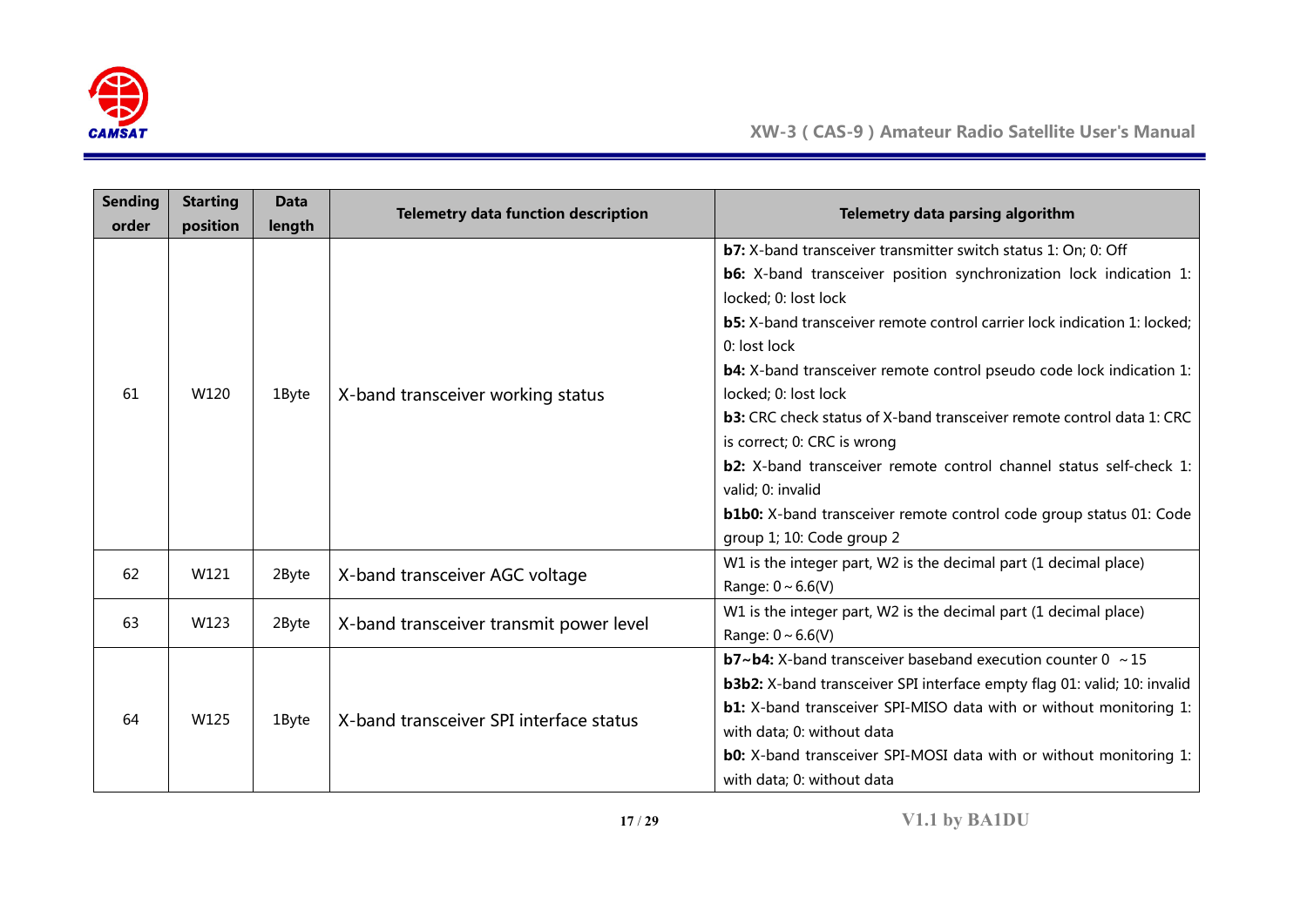| Sending order | Starting position | Data length | Telemetry data function description | Telemetry data parsing algorithm |
|---|---|---|---|---|
| 61 | W120 | 1Byte | X-band transceiver working status | **b7:** X-band transceiver transmitter switch status 1: On; 0: Off<br>**b6:** X-band transceiver position synchronization lock indication 1: locked; 0: lost lock<br>**b5:** X-band transceiver remote control carrier lock indication 1: locked; 0: lost lock<br>**b4:** X-band transceiver remote control pseudo code lock indication 1: locked; 0: lost lock<br>**b3:** CRC check status of X-band transceiver remote control data 1: CRC is correct; 0: CRC is wrong<br>**b2:** X-band transceiver remote control channel status self-check 1: valid; 0: invalid<br>**b1b0:** X-band transceiver remote control code group status 01: Code group 1; 10: Code group 2 |
| 62 | W121 | 2Byte | X-band transceiver AGC voltage | W1 is the integer part, W2 is the decimal part (1 decimal place)<br>Range: 0 ~ 6.6(V) |
| 63 | W123 | 2Byte | X-band transceiver transmit power level | W1 is the integer part, W2 is the decimal part (1 decimal place)<br>Range: 0 ~ 6.6(V) |
| 64 | W125 | 1Byte | X-band transceiver SPI interface status | **b7~b4:** X-band transceiver baseband execution counter 0 ~15<br>**b3b2:** X-band transceiver SPI interface empty flag 01: valid; 10: invalid<br>**b1:** X-band transceiver SPI-MISO data with or without monitoring 1: with data; 0: without data<br>**b0:** X-band transceiver SPI-MOSI data with or without monitoring 1: with data; 0: without data |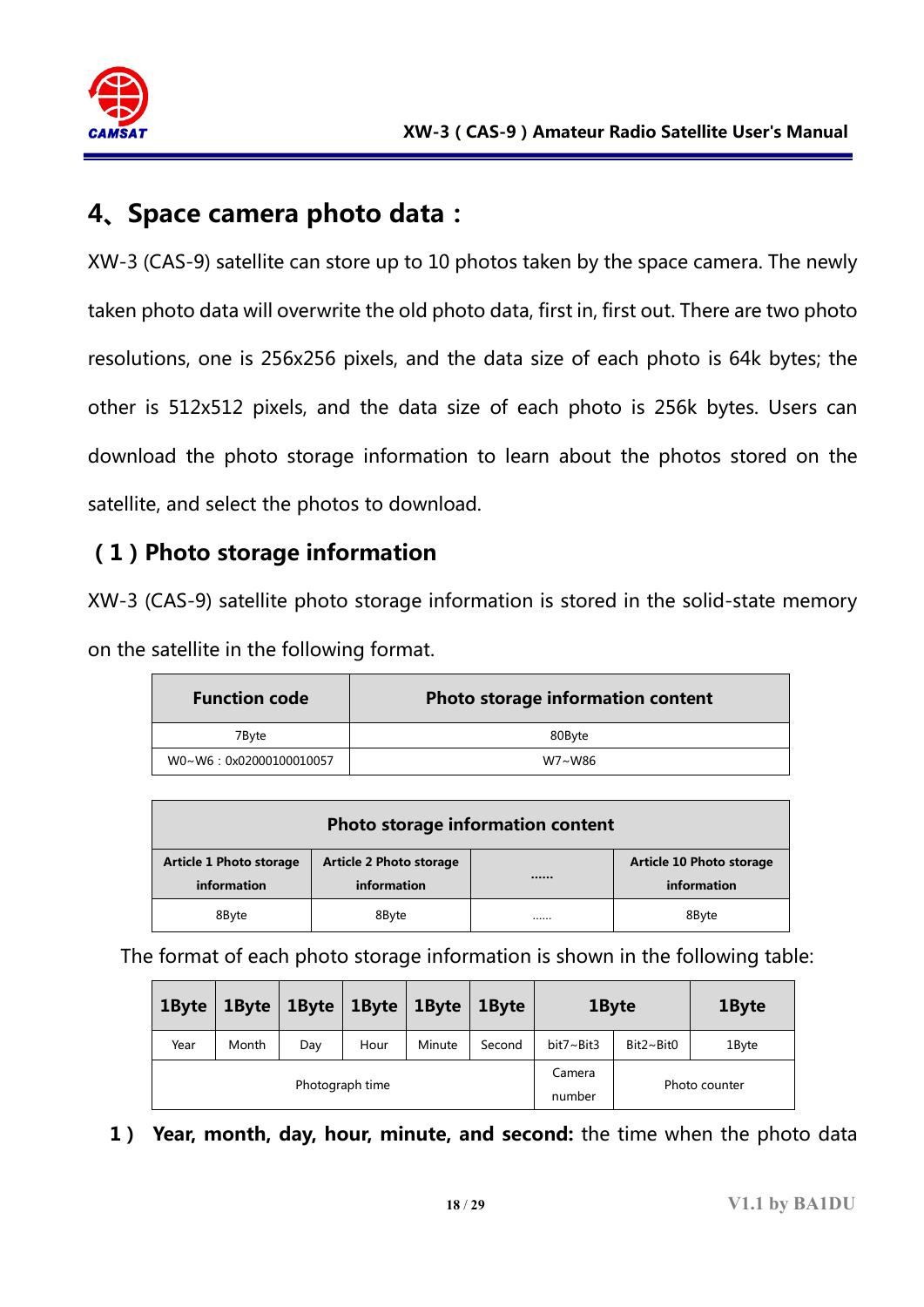## 4、Space camera photo data：

XW-3 (CAS-9) satellite can store up to 10 photos taken by the space camera. The newly taken photo data will overwrite the old photo data, first in, first out. There are two photo resolutions, one is 256x256 pixels, and the data size of each photo is 64k bytes; the other is 512x512 pixels, and the data size of each photo is 256k bytes. Users can download the photo storage information to learn about the photos stored on the satellite, and select the photos to download.

### （1）Photo storage information

XW-3 (CAS-9) satellite photo storage information is stored in the solid-state memory on the satellite in the following format.

| Function code | Photo storage information content |
|---|---|
| 7Byte | 80Byte |
| W0~W6：0x02000100010057 | W7~W86 |

| Photo storage information content | | | |
|---|---|---|---|
| Article 1 Photo storage information | Article 2 Photo storage information | …… | Article 10 Photo storage information |
| 8Byte | 8Byte | …… | 8Byte |

The format of each photo storage information is shown in the following table:

| 1Byte | 1Byte | 1Byte | 1Byte | 1Byte | 1Byte | 1Byte | | 1Byte |
|---|---|---|---|---|---|---|---|---|
| Year | Month | Day | Hour | Minute | Second | bit7~Bit3 | Bit2~Bit0 | 1Byte |
| Photograph time | | | | | | Camera number | Photo counter | |

1） **Year, month, day, hour, minute, and second:** the time when the photo data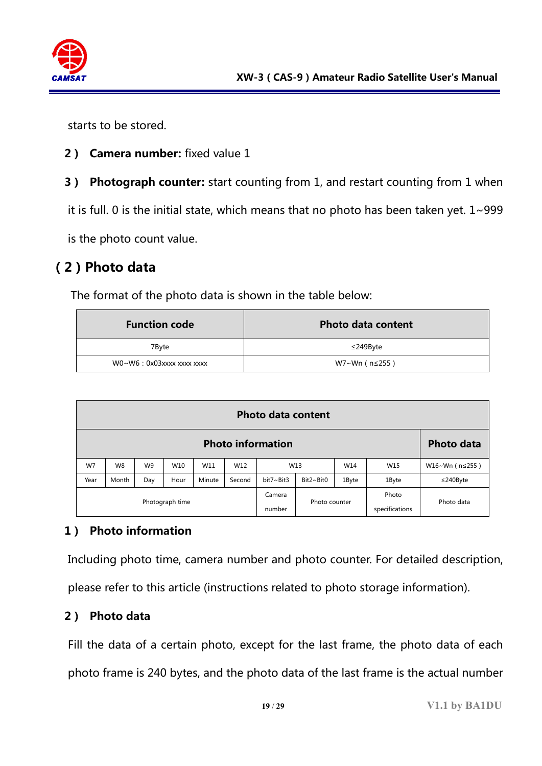starts to be stored.

**2 ) Camera number:** fixed value 1

**3 ) Photograph counter:** start counting from 1, and restart counting from 1 when it is full. 0 is the initial state, which means that no photo has been taken yet. 1~999 is the photo count value.

## ( 2 ) Photo data

The format of the photo data is shown in the table below:

| Function code | Photo data content |
|---|---|
| 7Byte | ≤249Byte |
| W0~W6 : 0x03xxxx xxxx xxxx | W7~Wn ( n≤255 ) |

| Photo data content | | | | | | | | | | |
|---|---|---|---|---|---|---|---|---|---|---|
| Photo information | | | | | | | | | | Photo data |
| W7 | W8 | W9 | W10 | W11 | W12 | W13 | | W14 | W15 | W16~Wn ( n≤255 ) |
| Year | Month | Day | Hour | Minute | Second | bit7~Bit3 | Bit2~Bit0 | 1Byte | 1Byte | ≤240Byte |
| Photograph time | | | | | | Camera number | Photo counter | | Photo specifications | Photo data |

**1 ) Photo information**

Including photo time, camera number and photo counter. For detailed description, please refer to this article (instructions related to photo storage information).

**2 ) Photo data**

Fill the data of a certain photo, except for the last frame, the photo data of each photo frame is 240 bytes, and the photo data of the last frame is the actual number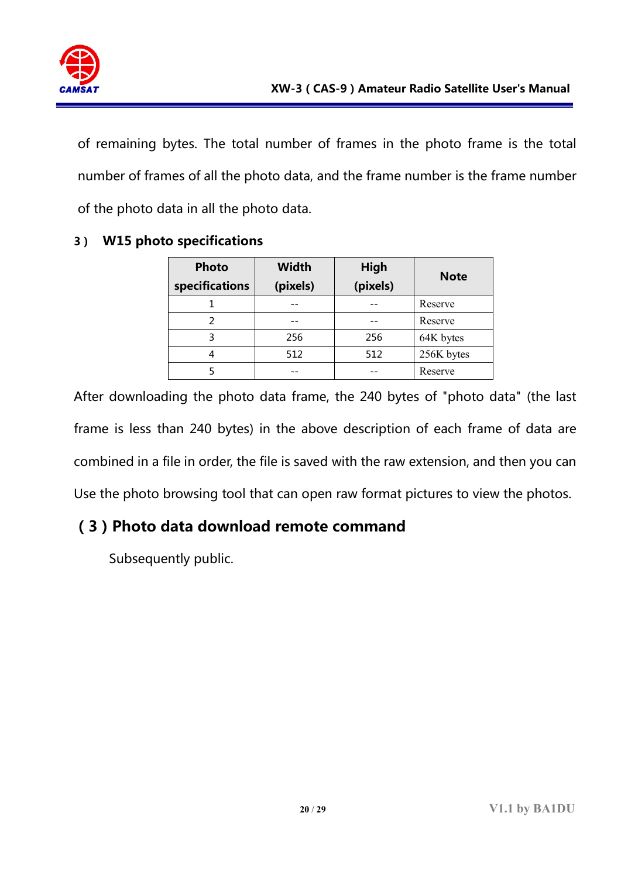of remaining bytes. The total number of frames in the photo frame is the total number of frames of all the photo data, and the frame number is the frame number of the photo data in all the photo data.

### 3） W15 photo specifications

| Photo specifications | Width (pixels) | High (pixels) | Note |
|---|---|---|---|
| 1 | -- | -- | Reserve |
| 2 | -- | -- | Reserve |
| 3 | 256 | 256 | 64K bytes |
| 4 | 512 | 512 | 256K bytes |
| 5 | -- | -- | Reserve |

After downloading the photo data frame, the 240 bytes of "photo data" (the last frame is less than 240 bytes) in the above description of each frame of data are combined in a file in order, the file is saved with the raw extension, and then you can Use the photo browsing tool that can open raw format pictures to view the photos.

## （3）Photo data download remote command

Subsequently public.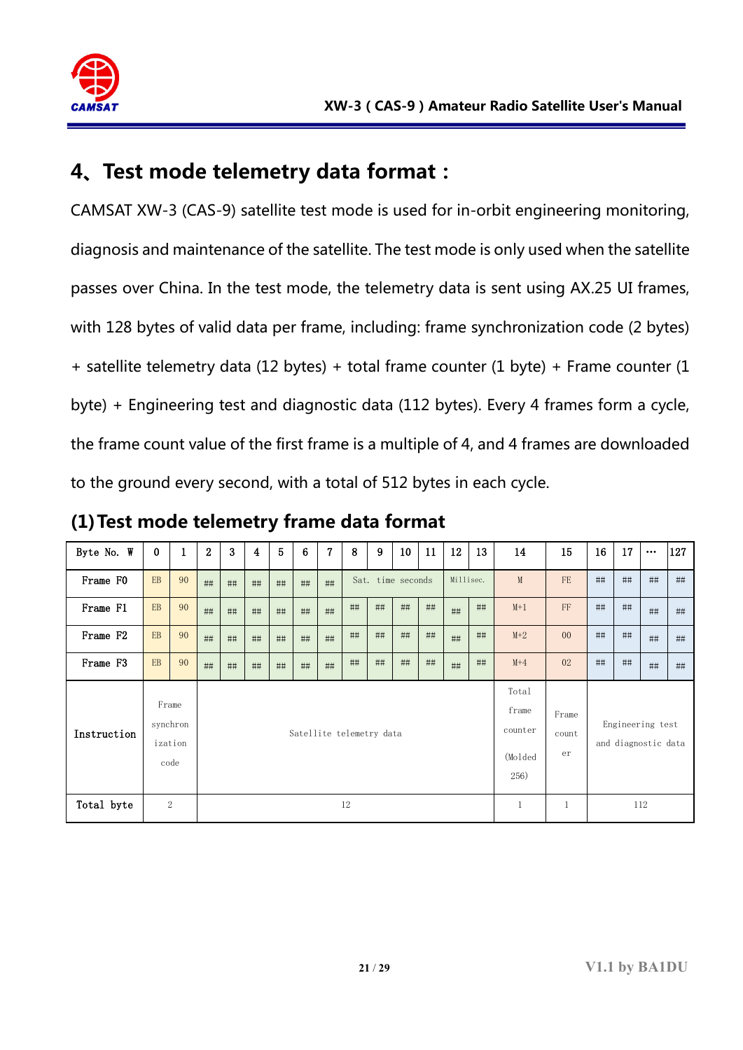## 4、Test mode telemetry data format：

CAMSAT XW-3 (CAS-9) satellite test mode is used for in-orbit engineering monitoring, diagnosis and maintenance of the satellite. The test mode is only used when the satellite passes over China. In the test mode, the telemetry data is sent using AX.25 UI frames, with 128 bytes of valid data per frame, including: frame synchronization code (2 bytes) + satellite telemetry data (12 bytes) + total frame counter (1 byte) + Frame counter (1 byte) + Engineering test and diagnostic data (112 bytes). Every 4 frames form a cycle, the frame count value of the first frame is a multiple of 4, and 4 frames are downloaded to the ground every second, with a total of 512 bytes in each cycle.

### (1) Test mode telemetry frame data format

| Byte No. W | 0 | 1 | 2 | 3 | 4 | 5 | 6 | 7 | 8 | 9 | 10 | 11 | 12 | 13 | 14 | 15 | 16 | 17 | … | 127 |
|---|---|---|---|---|---|---|---|---|---|---|---|---|---|---|---|---|---|---|---|---|
| Frame F0 | EB | 90 | ## | ## | ## | ## | ## | ## | Sat. time seconds | | | | Millisec. | | M | FE | ## | ## | ## | ## |
| Frame F1 | EB | 90 | ## | ## | ## | ## | ## | ## | ## | ## | ## | ## | ## | ## | M+1 | FF | ## | ## | ## | ## |
| Frame F2 | EB | 90 | ## | ## | ## | ## | ## | ## | ## | ## | ## | ## | ## | ## | M+2 | 00 | ## | ## | ## | ## |
| Frame F3 | EB | 90 | ## | ## | ## | ## | ## | ## | ## | ## | ## | ## | ## | ## | M+4 | 02 | ## | ## | ## | ## |
| Instruction | Frame synchronization code | | Satellite telemetry data | | | | | | | | | | | | Total frame counter (Molded 256) | Frame counter | Engineering test and diagnostic data | | | |
| Total byte | 2 | | 12 | | | | | | | | | | | | 1 | 1 | 112 | | | |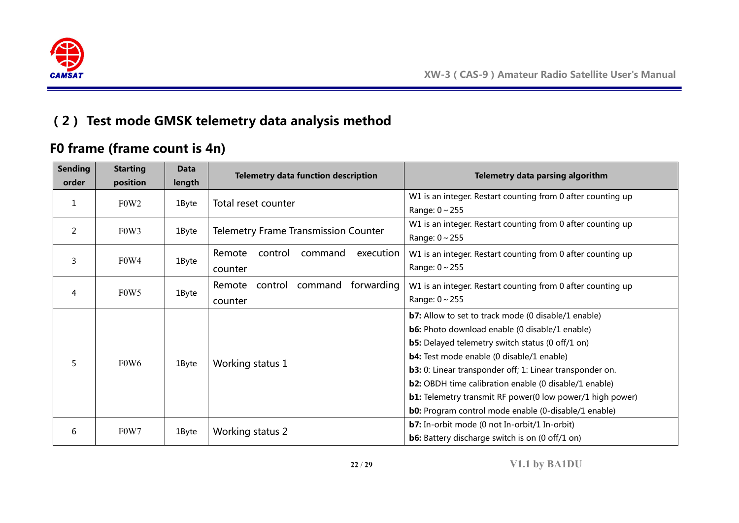## （2） Test mode GMSK telemetry data analysis method

### F0 frame (frame count is 4n)

| Sending order | Starting position | Data length | Telemetry data function description | Telemetry data parsing algorithm |
|---|---|---|---|---|
| 1 | F0W2 | 1Byte | Total reset counter | W1 is an integer. Restart counting from 0 after counting up<br>Range: 0～255 |
| 2 | F0W3 | 1Byte | Telemetry Frame Transmission Counter | W1 is an integer. Restart counting from 0 after counting up<br>Range: 0～255 |
| 3 | F0W4 | 1Byte | Remote control command execution counter | W1 is an integer. Restart counting from 0 after counting up<br>Range: 0～255 |
| 4 | F0W5 | 1Byte | Remote control command forwarding counter | W1 is an integer. Restart counting from 0 after counting up<br>Range: 0～255 |
| 5 | F0W6 | 1Byte | Working status 1 | **b7:** Allow to set to track mode (0 disable/1 enable)<br>**b6:** Photo download enable (0 disable/1 enable)<br>**b5:** Delayed telemetry switch status (0 off/1 on)<br>**b4:** Test mode enable (0 disable/1 enable)<br>**b3:** 0: Linear transponder off; 1: Linear transponder on.<br>**b2:** OBDH time calibration enable (0 disable/1 enable)<br>**b1:** Telemetry transmit RF power(0 low power/1 high power)<br>**b0:** Program control mode enable (0-disable/1 enable) |
| 6 | F0W7 | 1Byte | Working status 2 | **b7:** In-orbit mode (0 not In-orbit/1 In-orbit)<br>**b6:** Battery discharge switch is on (0 off/1 on) |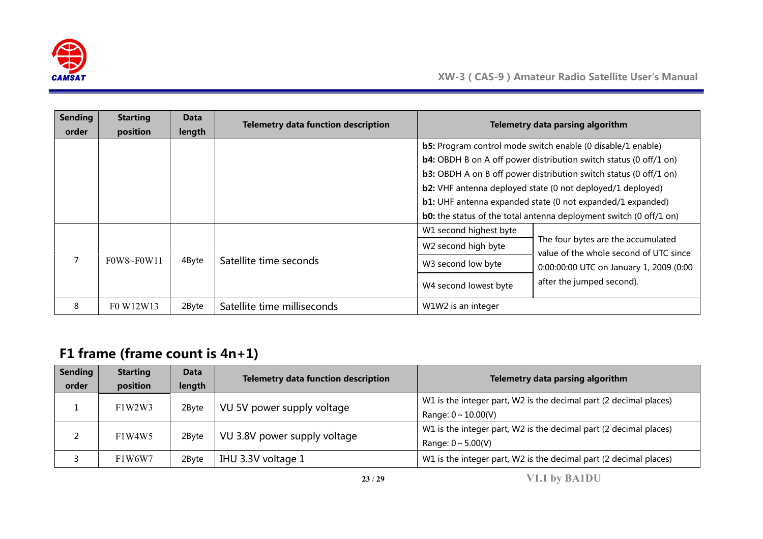| Sending order | Starting position | Data length | Telemetry data function description | Telemetry data parsing algorithm | |
|---|---|---|---|---|---|
| | | | | **b5:** Program control mode switch enable (0 disable/1 enable)<br>**b4:** OBDH B on A off power distribution switch status (0 off/1 on)<br>**b3:** OBDH A on B off power distribution switch status (0 off/1 on)<br>**b2:** VHF antenna deployed state (0 not deployed/1 deployed)<br>**b1:** UHF antenna expanded state (0 not expanded/1 expanded)<br>**b0:** the status of the total antenna deployment switch (0 off/1 on) | |
| 7 | F0W8~F0W11 | 4Byte | Satellite time seconds | W1 second highest byte | The four bytes are the accumulated value of the whole second of UTC since 0:00:00:00 UTC on January 1, 2009 (0:00 after the jumped second). |
| | | | | W2 second high byte | |
| | | | | W3 second low byte | |
| | | | | W4 second lowest byte | |
| 8 | F0 W12W13 | 2Byte | Satellite time milliseconds | W1W2 is an integer | |

## F1 frame (frame count is 4n+1)

| Sending order | Starting position | Data length | Telemetry data function description | Telemetry data parsing algorithm |
|---|---|---|---|---|
| 1 | F1W2W3 | 2Byte | VU 5V power supply voltage | W1 is the integer part, W2 is the decimal part (2 decimal places)<br>Range: 0 ~ 10.00(V) |
| 2 | F1W4W5 | 2Byte | VU 3.8V power supply voltage | W1 is the integer part, W2 is the decimal part (2 decimal places)<br>Range: 0 ~ 5.00(V) |
| 3 | F1W6W7 | 2Byte | IHU 3.3V voltage 1 | W1 is the integer part, W2 is the decimal part (2 decimal places) |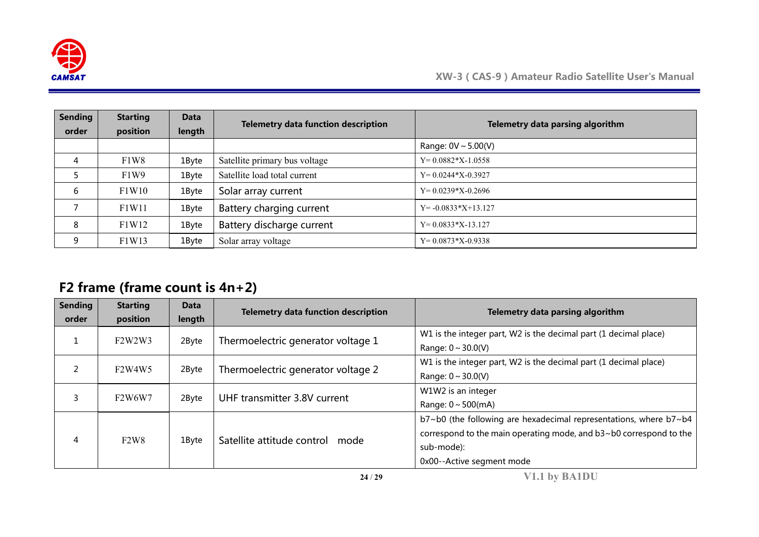| Sending order | Starting position | Data length | Telemetry data function description | Telemetry data parsing algorithm |
|---|---|---|---|---|
| | | | | Range: 0V ~ 5.00(V) |
| 4 | F1W8 | 1Byte | Satellite primary bus voltage | Y= 0.0882*X-1.0558 |
| 5 | F1W9 | 1Byte | Satellite load total current | Y= 0.0244*X-0.3927 |
| 6 | F1W10 | 1Byte | Solar array current | Y= 0.0239*X-0.2696 |
| 7 | F1W11 | 1Byte | Battery charging current | Y= -0.0833*X+13.127 |
| 8 | F1W12 | 1Byte | Battery discharge current | Y= 0.0833*X-13.127 |
| 9 | F1W13 | 1Byte | Solar array voltage | Y= 0.0873*X-0.9338 |

## F2 frame (frame count is 4n+2)

| Sending order | Starting position | Data length | Telemetry data function description | Telemetry data parsing algorithm |
|---|---|---|---|---|
| 1 | F2W2W3 | 2Byte | Thermoelectric generator voltage 1 | W1 is the integer part, W2 is the decimal part (1 decimal place)<br>Range: 0 ~ 30.0(V) |
| 2 | F2W4W5 | 2Byte | Thermoelectric generator voltage 2 | W1 is the integer part, W2 is the decimal part (1 decimal place)<br>Range: 0 ~ 30.0(V) |
| 3 | F2W6W7 | 2Byte | UHF transmitter 3.8V current | W1W2 is an integer<br>Range: 0 ~ 500(mA) |
| 4 | F2W8 | 1Byte | Satellite attitude control mode | b7~b0 (the following are hexadecimal representations, where b7~b4 correspond to the main operating mode, and b3~b0 correspond to the sub-mode):<br>0x00--Active segment mode |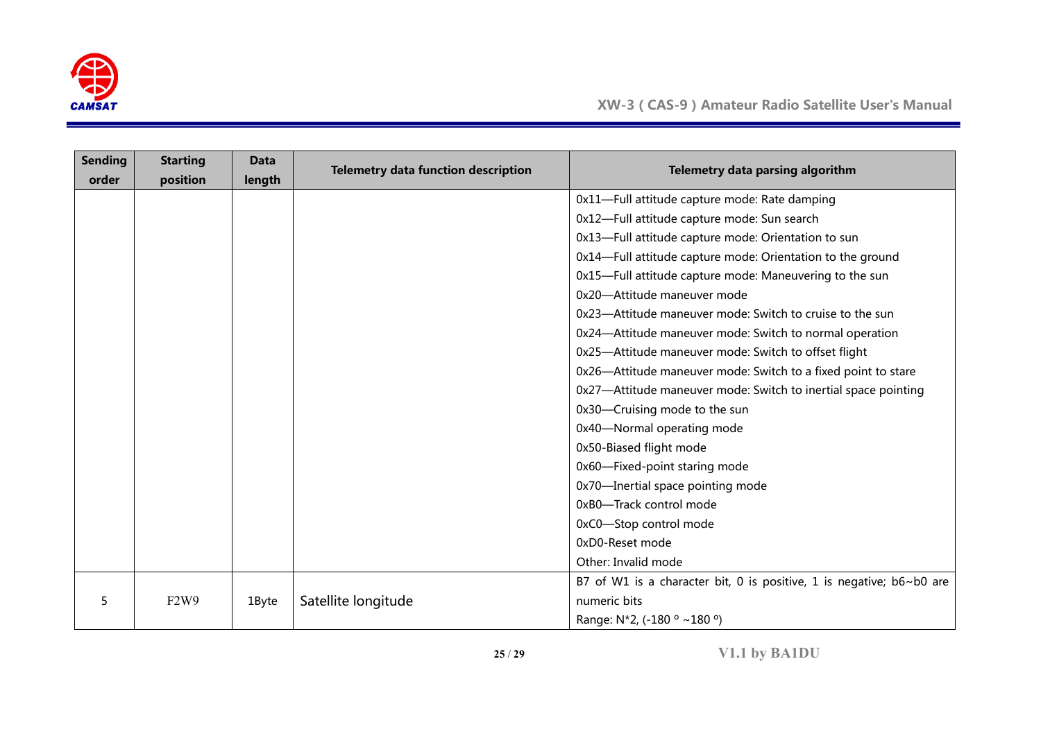| Sending order | Starting position | Data length | Telemetry data function description | Telemetry data parsing algorithm |
|---|---|---|---|---|
| | | | | 0x11—Full attitude capture mode: Rate damping<br>0x12—Full attitude capture mode: Sun search<br>0x13—Full attitude capture mode: Orientation to sun<br>0x14—Full attitude capture mode: Orientation to the ground<br>0x15—Full attitude capture mode: Maneuvering to the sun<br>0x20—Attitude maneuver mode<br>0x23—Attitude maneuver mode: Switch to cruise to the sun<br>0x24—Attitude maneuver mode: Switch to normal operation<br>0x25—Attitude maneuver mode: Switch to offset flight<br>0x26—Attitude maneuver mode: Switch to a fixed point to stare<br>0x27—Attitude maneuver mode: Switch to inertial space pointing<br>0x30—Cruising mode to the sun<br>0x40—Normal operating mode<br>0x50-Biased flight mode<br>0x60—Fixed-point staring mode<br>0x70—Inertial space pointing mode<br>0xB0—Track control mode<br>0xC0—Stop control mode<br>0xD0-Reset mode<br>Other: Invalid mode |
| 5 | F2W9 | 1Byte | Satellite longitude | B7 of W1 is a character bit, 0 is positive, 1 is negative; b6~b0 are numeric bits<br>Range: N*2, (-180 º ~180 º) |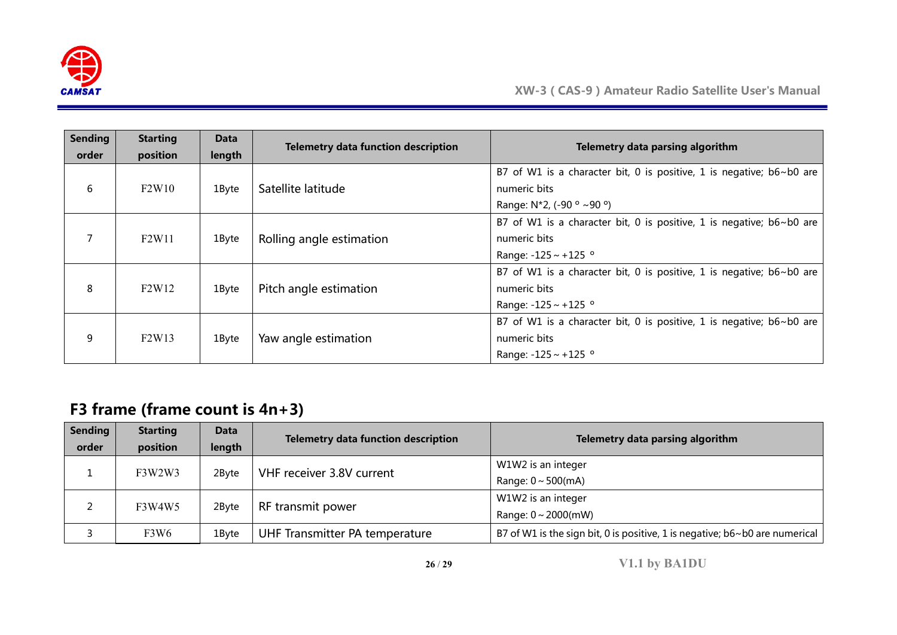| Sending order | Starting position | Data length | Telemetry data function description | Telemetry data parsing algorithm |
|---|---|---|---|---|
| 6 | F2W10 | 1Byte | Satellite latitude | B7 of W1 is a character bit, 0 is positive, 1 is negative; b6~b0 are numeric bits<br>Range: N*2, (-90 º ~90 º) |
| 7 | F2W11 | 1Byte | Rolling angle estimation | B7 of W1 is a character bit, 0 is positive, 1 is negative; b6~b0 are numeric bits<br>Range: -125 ~ +125 º |
| 8 | F2W12 | 1Byte | Pitch angle estimation | B7 of W1 is a character bit, 0 is positive, 1 is negative; b6~b0 are numeric bits<br>Range: -125 ~ +125 º |
| 9 | F2W13 | 1Byte | Yaw angle estimation | B7 of W1 is a character bit, 0 is positive, 1 is negative; b6~b0 are numeric bits<br>Range: -125 ~ +125 º |

## F3 frame (frame count is 4n+3)

| Sending order | Starting position | Data length | Telemetry data function description | Telemetry data parsing algorithm |
|---|---|---|---|---|
| 1 | F3W2W3 | 2Byte | VHF receiver 3.8V current | W1W2 is an integer<br>Range: 0 ~ 500(mA) |
| 2 | F3W4W5 | 2Byte | RF transmit power | W1W2 is an integer<br>Range: 0 ~ 2000(mW) |
| 3 | F3W6 | 1Byte | UHF Transmitter PA temperature | B7 of W1 is the sign bit, 0 is positive, 1 is negative; b6~b0 are numerical |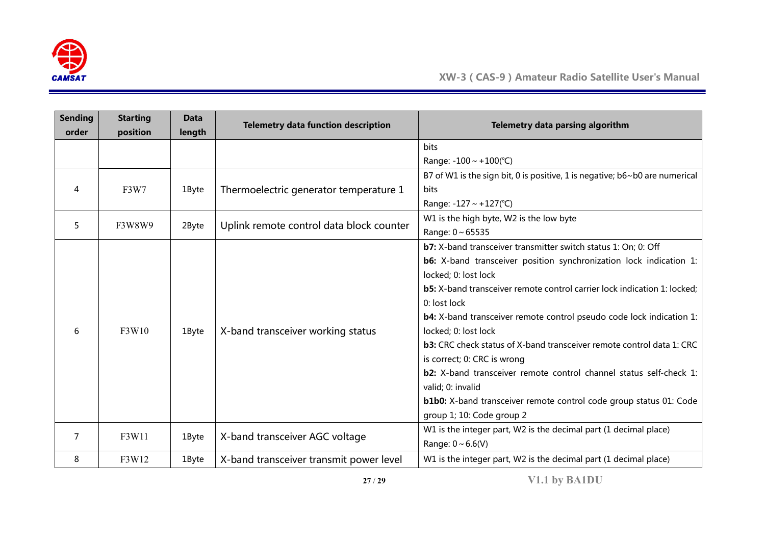| Sending order | Starting position | Data length | Telemetry data function description | Telemetry data parsing algorithm |
|---|---|---|---|---|
| | | | | bits<br>Range: -100 ~ +100(℃) |
| 4 | F3W7 | 1Byte | Thermoelectric generator temperature 1 | B7 of W1 is the sign bit, 0 is positive, 1 is negative; b6~b0 are numerical bits<br>Range: -127 ~ +127(℃) |
| 5 | F3W8W9 | 2Byte | Uplink remote control data block counter | W1 is the high byte, W2 is the low byte<br>Range: 0 ~ 65535 |
| 6 | F3W10 | 1Byte | X-band transceiver working status | **b7:** X-band transceiver transmitter switch status 1: On; 0: Off<br>**b6:** X-band transceiver position synchronization lock indication 1: locked; 0: lost lock<br>**b5:** X-band transceiver remote control carrier lock indication 1: locked; 0: lost lock<br>**b4:** X-band transceiver remote control pseudo code lock indication 1: locked; 0: lost lock<br>**b3:** CRC check status of X-band transceiver remote control data 1: CRC is correct; 0: CRC is wrong<br>**b2:** X-band transceiver remote control channel status self-check 1: valid; 0: invalid<br>**b1b0:** X-band transceiver remote control code group status 01: Code group 1; 10: Code group 2 |
| 7 | F3W11 | 1Byte | X-band transceiver AGC voltage | W1 is the integer part, W2 is the decimal part (1 decimal place)<br>Range: 0 ~ 6.6(V) |
| 8 | F3W12 | 1Byte | X-band transceiver transmit power level | W1 is the integer part, W2 is the decimal part (1 decimal place) |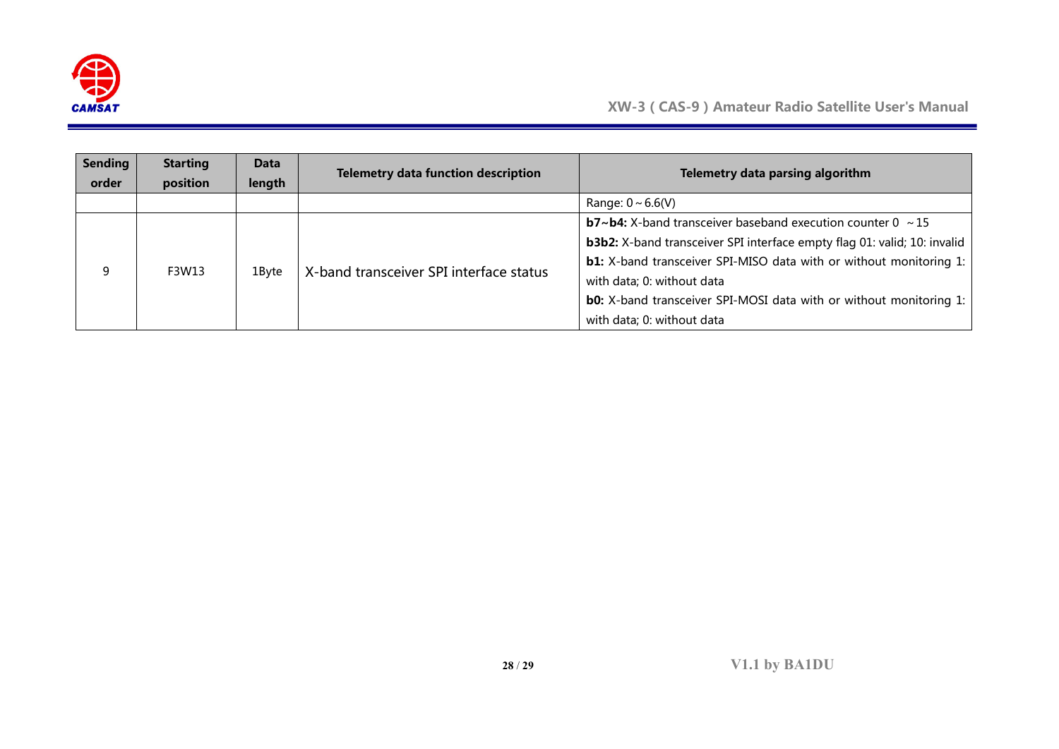| Sending order | Starting position | Data length | Telemetry data function description | Telemetry data parsing algorithm |
|---|---|---|---|---|
| | | | | Range: 0～6.6(V) |
| 9 | F3W13 | 1Byte | X-band transceiver SPI interface status | **b7~b4:** X-band transceiver baseband execution counter 0 ～15<br>**b3b2:** X-band transceiver SPI interface empty flag 01: valid; 10: invalid<br>**b1:** X-band transceiver SPI-MISO data with or without monitoring 1: with data; 0: without data<br>**b0:** X-band transceiver SPI-MOSI data with or without monitoring 1: with data; 0: without data |

V1.1 by BA1DU